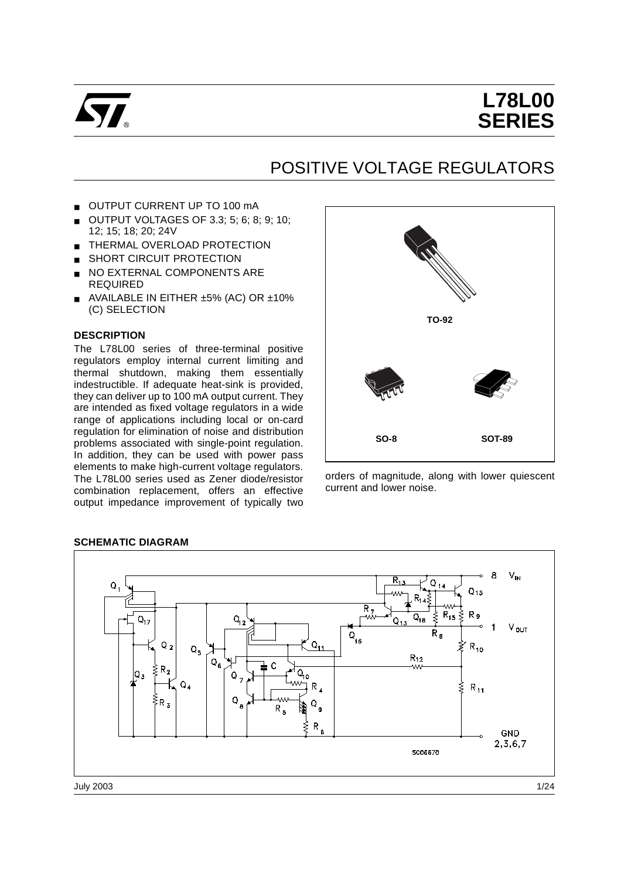# L78L00 SERIES

## POSITIVE VOLTAGE REGULATORS

- OUTPUT CURRENT UP TO 100 mA
- OUTPUT VOLTAGES OF 3.3; 5; 6; 8; 9; 10; 12; 15; 18; 20; 24V
- THERMAL OVERLOAD PROTECTION
- SHORT CIRCUIT PROTECTION
- NO EXTERNAL COMPONENTS ARE REQUIRED
- AVAILABLE IN EITHER ±5% (AC) OR ±10% (C) SELECTION

TO-92

SO-8

SOT-89

### DESCRIPTION

The L78L00 series of three-terminal positive regulators employ internal current limiting and thermal shutdown, making them essentially indestructible. If adequate heat-sink is provided, they can deliver up to 100 mA output current. They are intended as fixed voltage regulators in a wide range of applications including local or on-card regulation for elimination of noise and distribution problems associated with single-point regulation. In addition, they can be used with power pass elements to make high-current voltage regulators. The L78L00 series used as Zener diode/resistor combination replacement, offers an effective output impedance improvement of typically two orders of magnitude, along with lower quiescent current and lower noise.

### SCHEMATIC DIAGRAM

8 $V_{IN}$

1 $V_{OUT}$

GND 2,3,6,7

SC06670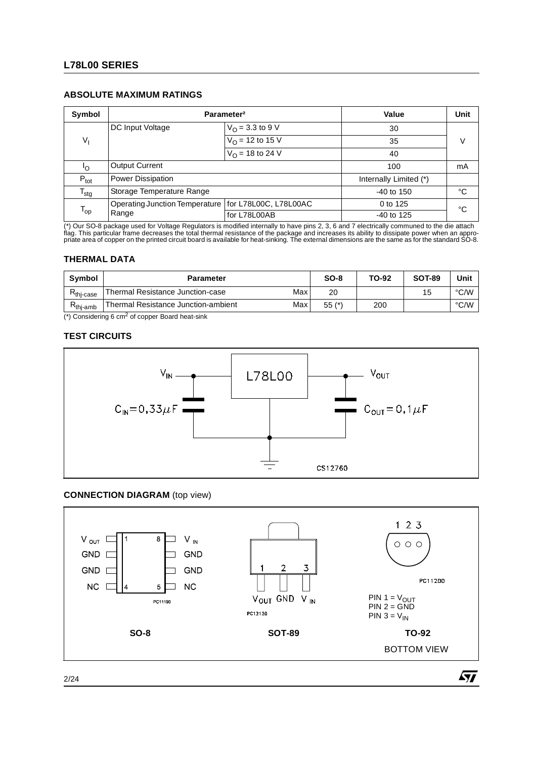## ABSOLUTE MAXIMUM RATINGS

| Symbol | Parameter[2] | | Value | Unit |
|---|---|---|---|---|
| $V_I$ | DC Input Voltage | $V_O$ = 3.3 to 9 V | 30 | V |
| | | $V_O$ = 12 to 15 V | 35 | |
| | | $V_O$ = 18 to 24 V | 40 | |
| $I_O$ | Output Current | | 100 | mA |
| $P_{tot}$ | Power Dissipation | | Internally Limited (*) | |
| $T_{stg}$ | Storage Temperature Range | | -40 to 150 | °C |
| $T_{op}$ | Operating Junction Temperature Range | for L78L00C, L78L00AC | 0 to 125 | °C |
| | | for L78L00AB | -40 to 125 | |

(*) Our SO-8 package used for Voltage Regulators is modified internally to have pins 2, 3, 6 and 7 electrically communed to the die attach flag. This particular frame decreases the total thermal resistance of the package and increases its ability to dissipate power when an appropriate area of copper on the printed circuit board is available for heat-sinking. The external dimensions are the same as for the standard SO-8.

## THERMAL DATA

| Symbol | Parameter | | SO-8 | TO-92 | SOT-89 | Unit |
|---|---|---|---|---|---|---|
| $R_{thj-case}$ | Thermal Resistance Junction-case | Max | 20 | | 15 | °C/W |
| $R_{thj-amb}$ | Thermal Resistance Junction-ambient | Max | 55 (*) | 200 | | °C/W |

(*) Considering 6 $cm^2$ of copper Board heat-sink

## TEST CIRCUITS

$V_{IN}$ — L78L00 — $V_{OUT}$

$C_{IN} = 0,33\mu F$ $C_{OUT} = 0,1\mu F$

CS12760

## CONNECTION DIAGRAM (top view)

**SO-8**: 1 $V_{OUT}$, 2 GND, 3 GND, 4 NC, 5 NC, 6 GND, 7 GND, 8 $V_{IN}$ (PC11190)

**SOT-89**: 1 $V_{OUT}$, 2 GND, 3 $V_{IN}$ (PC12120)

**TO-92** (BOTTOM VIEW): PIN 1 = $V_{OUT}$, PIN 2 = GND, PIN 3 = $V_{IN}$ (PC11200)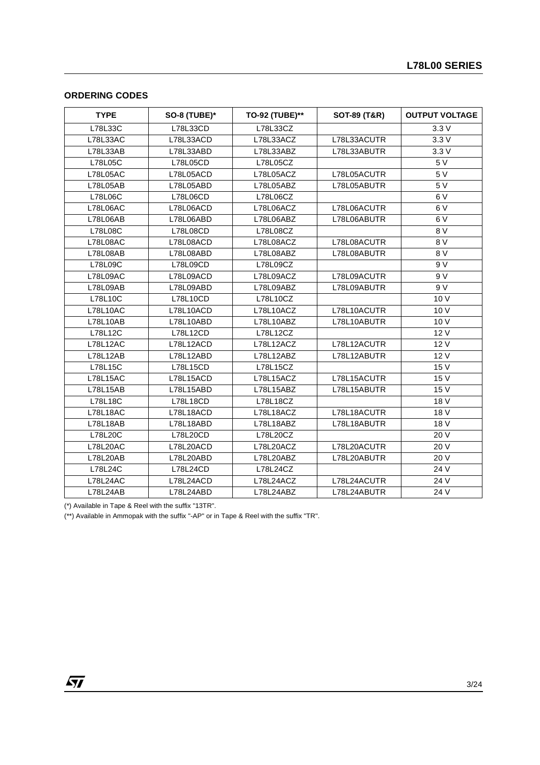## ORDERING CODES

| TYPE | SO-8 (TUBE)* | TO-92 (TUBE)** | SOT-89 (T&R) | OUTPUT VOLTAGE |
|---|---|---|---|---|
| L78L33C | L78L33CD | L78L33CZ | | 3.3 V |
| L78L33AC | L78L33ACD | L78L33ACZ | L78L33ACUTR | 3.3 V |
| L78L33AB | L78L33ABD | L78L33ABZ | L78L33ABUTR | 3.3 V |
| L78L05C | L78L05CD | L78L05CZ | | 5 V |
| L78L05AC | L78L05ACD | L78L05ACZ | L78L05ACUTR | 5 V |
| L78L05AB | L78L05ABD | L78L05ABZ | L78L05ABUTR | 5 V |
| L78L06C | L78L06CD | L78L06CZ | | 6 V |
| L78L06AC | L78L06ACD | L78L06ACZ | L78L06ACUTR | 6 V |
| L78L06AB | L78L06ABD | L78L06ABZ | L78L06ABUTR | 6 V |
| L78L08C | L78L08CD | L78L08CZ | | 8 V |
| L78L08AC | L78L08ACD | L78L08ACZ | L78L08ACUTR | 8 V |
| L78L08AB | L78L08ABD | L78L08ABZ | L78L08ABUTR | 8 V |
| L78L09C | L78L09CD | L78L09CZ | | 9 V |
| L78L09AC | L78L09ACD | L78L09ACZ | L78L09ACUTR | 9 V |
| L78L09AB | L78L09ABD | L78L09ABZ | L78L09ABUTR | 9 V |
| L78L10C | L78L10CD | L78L10CZ | | 10 V |
| L78L10AC | L78L10ACD | L78L10ACZ | L78L10ACUTR | 10 V |
| L78L10AB | L78L10ABD | L78L10ABZ | L78L10ABUTR | 10 V |
| L78L12C | L78L12CD | L78L12CZ | | 12 V |
| L78L12AC | L78L12ACD | L78L12ACZ | L78L12ACUTR | 12 V |
| L78L12AB | L78L12ABD | L78L12ABZ | L78L12ABUTR | 12 V |
| L78L15C | L78L15CD | L78L15CZ | | 15 V |
| L78L15AC | L78L15ACD | L78L15ACZ | L78L15ACUTR | 15 V |
| L78L15AB | L78L15ABD | L78L15ABZ | L78L15ABUTR | 15 V |
| L78L18C | L78L18CD | L78L18CZ | | 18 V |
| L78L18AC | L78L18ACD | L78L18ACZ | L78L18ACUTR | 18 V |
| L78L18AB | L78L18ABD | L78L18ABZ | L78L18ABUTR | 18 V |
| L78L20C | L78L20CD | L78L20CZ | | 20 V |
| L78L20AC | L78L20ACD | L78L20ACZ | L78L20ACUTR | 20 V |
| L78L20AB | L78L20ABD | L78L20ABZ | L78L20ABUTR | 20 V |
| L78L24C | L78L24CD | L78L24CZ | | 24 V |
| L78L24AC | L78L24ACD | L78L24ACZ | L78L24ACUTR | 24 V |
| L78L24AB | L78L24ABD | L78L24ABZ | L78L24ABUTR | 24 V |

(*) Available in Tape & Reel with the suffix "13TR".

(**) Available in Ammopak with the suffix "-AP" or in Tape & Reel with the suffix "TR".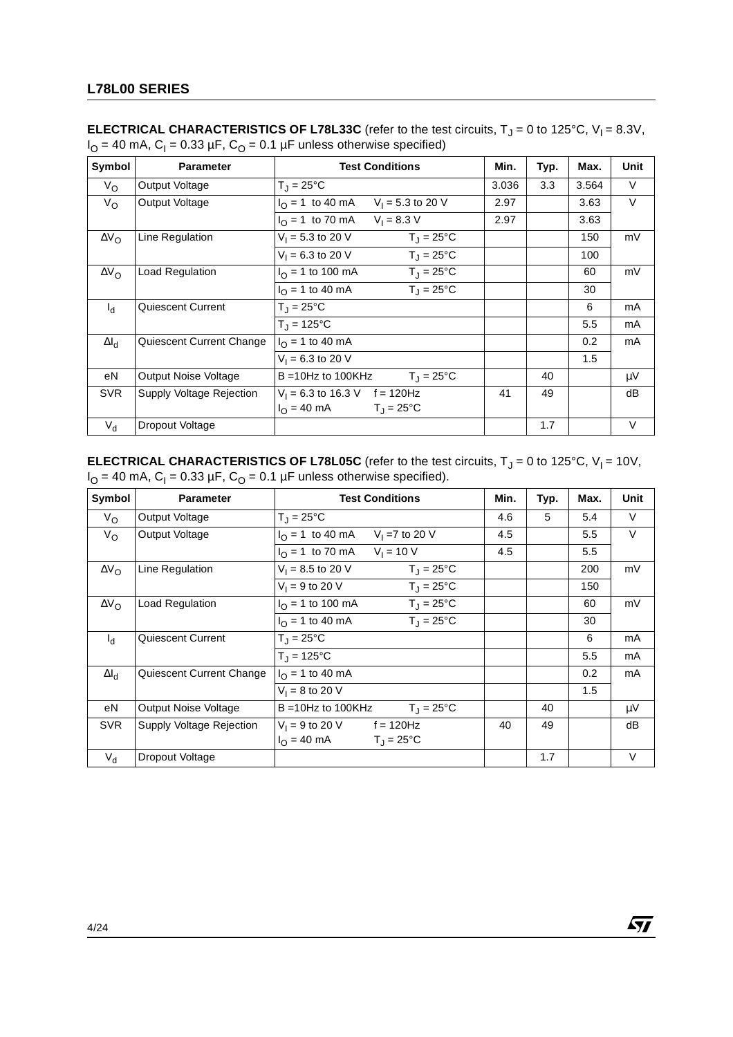**ELECTRICAL CHARACTERISTICS OF L78L33C** (refer to the test circuits, $T_J$ = 0 to 125°C, $V_I$ = 8.3V, $I_O$ = 40 mA, $C_I$ = 0.33 µF, $C_O$ = 0.1 µF unless otherwise specified)

| Symbol | Parameter | Test Conditions | Min. | Typ. | Max. | Unit |
|---|---|---|---|---|---|---|
| $V_O$ | Output Voltage | $T_J$ = 25°C | 3.036 | 3.3 | 3.564 | V |
| $V_O$ | Output Voltage | $I_O$ = 1 to 40 mA  $V_I$ = 5.3 to 20 V | 2.97 | | 3.63 | V |
| | | $I_O$ = 1 to 70 mA  $V_I$ = 8.3 V | 2.97 | | 3.63 | |
| $\Delta V_O$ | Line Regulation | $V_I$ = 5.3 to 20 V  $T_J$ = 25°C | | | 150 | mV |
| | | $V_I$ = 6.3 to 20 V  $T_J$ = 25°C | | | 100 | |
| $\Delta V_O$ | Load Regulation | $I_O$ = 1 to 100 mA  $T_J$ = 25°C | | | 60 | mV |
| | | $I_O$ = 1 to 40 mA  $T_J$ = 25°C | | | 30 | |
| $I_d$ | Quiescent Current | $T_J$ = 25°C | | | 6 | mA |
| | | $T_J$ = 125°C | | | 5.5 | mA |
| $\Delta I_d$ | Quiescent Current Change | $I_O$ = 1 to 40 mA | | | 0.2 | mA |
| | | $V_I$ = 6.3 to 20 V | | | 1.5 | |
| eN | Output Noise Voltage | B =10Hz to 100KHz  $T_J$ = 25°C | | 40 | | µV |
| SVR | Supply Voltage Rejection | $V_I$ = 6.3 to 16.3 V  f = 120Hz  $I_O$ = 40 mA  $T_J$ = 25°C | 41 | 49 | | dB |
| $V_d$ | Dropout Voltage | | | 1.7 | | V |

**ELECTRICAL CHARACTERISTICS OF L78L05C** (refer to the test circuits, $T_J$ = 0 to 125°C, $V_I$ = 10V, $I_O$ = 40 mA, $C_I$ = 0.33 µF, $C_O$ = 0.1 µF unless otherwise specified).

| Symbol | Parameter | Test Conditions | Min. | Typ. | Max. | Unit |
|---|---|---|---|---|---|---|
| $V_O$ | Output Voltage | $T_J$ = 25°C | 4.6 | 5 | 5.4 | V |
| $V_O$ | Output Voltage | $I_O$ = 1 to 40 mA  $V_I$ =7 to 20 V | 4.5 | | 5.5 | V |
| | | $I_O$ = 1 to 70 mA  $V_I$ = 10 V | 4.5 | | 5.5 | |
| $\Delta V_O$ | Line Regulation | $V_I$ = 8.5 to 20 V  $T_J$ = 25°C | | | 200 | mV |
| | | $V_I$ = 9 to 20 V  $T_J$ = 25°C | | | 150 | |
| $\Delta V_O$ | Load Regulation | $I_O$ = 1 to 100 mA  $T_J$ = 25°C | | | 60 | mV |
| | | $I_O$ = 1 to 40 mA  $T_J$ = 25°C | | | 30 | |
| $I_d$ | Quiescent Current | $T_J$ = 25°C | | | 6 | mA |
| | | $T_J$ = 125°C | | | 5.5 | mA |
| $\Delta I_d$ | Quiescent Current Change | $I_O$ = 1 to 40 mA | | | 0.2 | mA |
| | | $V_I$ = 8 to 20 V | | | 1.5 | |
| eN | Output Noise Voltage | B =10Hz to 100KHz  $T_J$ = 25°C | | 40 | | µV |
| SVR | Supply Voltage Rejection | $V_I$ = 9 to 20 V  f = 120Hz  $I_O$ = 40 mA  $T_J$ = 25°C | 40 | 49 | | dB |
| $V_d$ | Dropout Voltage | | | 1.7 | | V |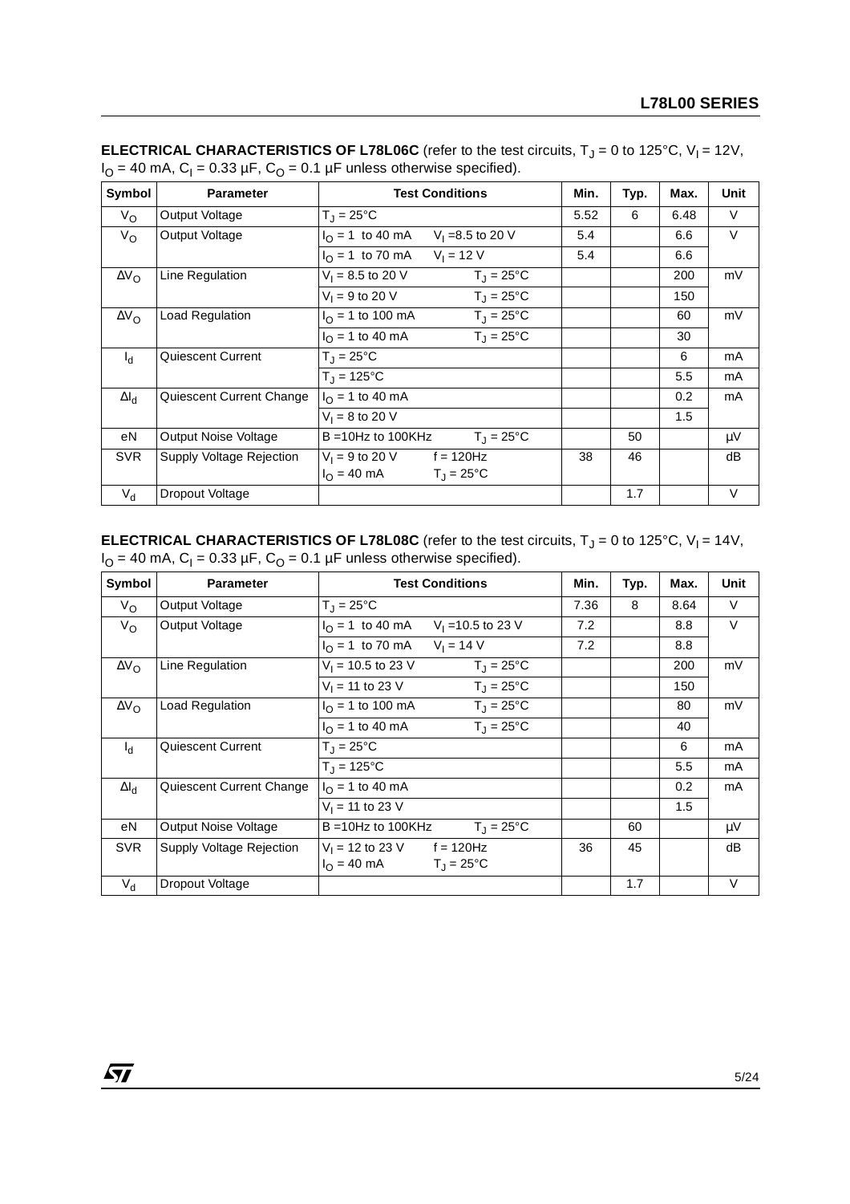**ELECTRICAL CHARACTERISTICS OF L78L06C** (refer to the test circuits, $T_J$ = 0 to 125°C, $V_I$ = 12V, $I_O$ = 40 mA, $C_I$ = 0.33 µF, $C_O$ = 0.1 µF unless otherwise specified).

| Symbol | Parameter | Test Conditions | Min. | Typ. | Max. | Unit |
|---|---|---|---|---|---|---|
| $V_O$ | Output Voltage | $T_J$ = 25°C | 5.52 | 6 | 6.48 | V |
| $V_O$ | Output Voltage | $I_O$ = 1 to 40 mA   $V_I$ = 8.5 to 20 V | 5.4 | | 6.6 | V |
| | | $I_O$ = 1 to 70 mA   $V_I$ = 12 V | 5.4 | | 6.6 | |
| $\Delta V_O$ | Line Regulation | $V_I$ = 8.5 to 20 V   $T_J$ = 25°C | | | 200 | mV |
| | | $V_I$ = 9 to 20 V   $T_J$ = 25°C | | | 150 | |
| $\Delta V_O$ | Load Regulation | $I_O$ = 1 to 100 mA   $T_J$ = 25°C | | | 60 | mV |
| | | $I_O$ = 1 to 40 mA   $T_J$ = 25°C | | | 30 | |
| $I_d$ | Quiescent Current | $T_J$ = 25°C | | | 6 | mA |
| | | $T_J$ = 125°C | | | 5.5 | mA |
| $\Delta I_d$ | Quiescent Current Change | $I_O$ = 1 to 40 mA | | | 0.2 | mA |
| | | $V_I$ = 8 to 20 V | | | 1.5 | |
| eN | Output Noise Voltage | B = 10Hz to 100KHz   $T_J$ = 25°C | | 50 | | µV |
| SVR | Supply Voltage Rejection | $V_I$ = 9 to 20 V   f = 120Hz   $I_O$ = 40 mA   $T_J$ = 25°C | 38 | 46 | | dB |
| $V_d$ | Dropout Voltage | | | 1.7 | | V |

**ELECTRICAL CHARACTERISTICS OF L78L08C** (refer to the test circuits, $T_J$ = 0 to 125°C, $V_I$ = 14V, $I_O$ = 40 mA, $C_I$ = 0.33 µF, $C_O$ = 0.1 µF unless otherwise specified).

| Symbol | Parameter | Test Conditions | Min. | Typ. | Max. | Unit |
|---|---|---|---|---|---|---|
| $V_O$ | Output Voltage | $T_J$ = 25°C | 7.36 | 8 | 8.64 | V |
| $V_O$ | Output Voltage | $I_O$ = 1 to 40 mA   $V_I$ = 10.5 to 23 V | 7.2 | | 8.8 | V |
| | | $I_O$ = 1 to 70 mA   $V_I$ = 14 V | 7.2 | | 8.8 | |
| $\Delta V_O$ | Line Regulation | $V_I$ = 10.5 to 23 V   $T_J$ = 25°C | | | 200 | mV |
| | | $V_I$ = 11 to 23 V   $T_J$ = 25°C | | | 150 | |
| $\Delta V_O$ | Load Regulation | $I_O$ = 1 to 100 mA   $T_J$ = 25°C | | | 80 | mV |
| | | $I_O$ = 1 to 40 mA   $T_J$ = 25°C | | | 40 | |
| $I_d$ | Quiescent Current | $T_J$ = 25°C | | | 6 | mA |
| | | $T_J$ = 125°C | | | 5.5 | mA |
| $\Delta I_d$ | Quiescent Current Change | $I_O$ = 1 to 40 mA | | | 0.2 | mA |
| | | $V_I$ = 11 to 23 V | | | 1.5 | |
| eN | Output Noise Voltage | B = 10Hz to 100KHz   $T_J$ = 25°C | | 60 | | µV |
| SVR | Supply Voltage Rejection | $V_I$ = 12 to 23 V   f = 120Hz   $I_O$ = 40 mA   $T_J$ = 25°C | 36 | 45 | | dB |
| $V_d$ | Dropout Voltage | | | 1.7 | | V |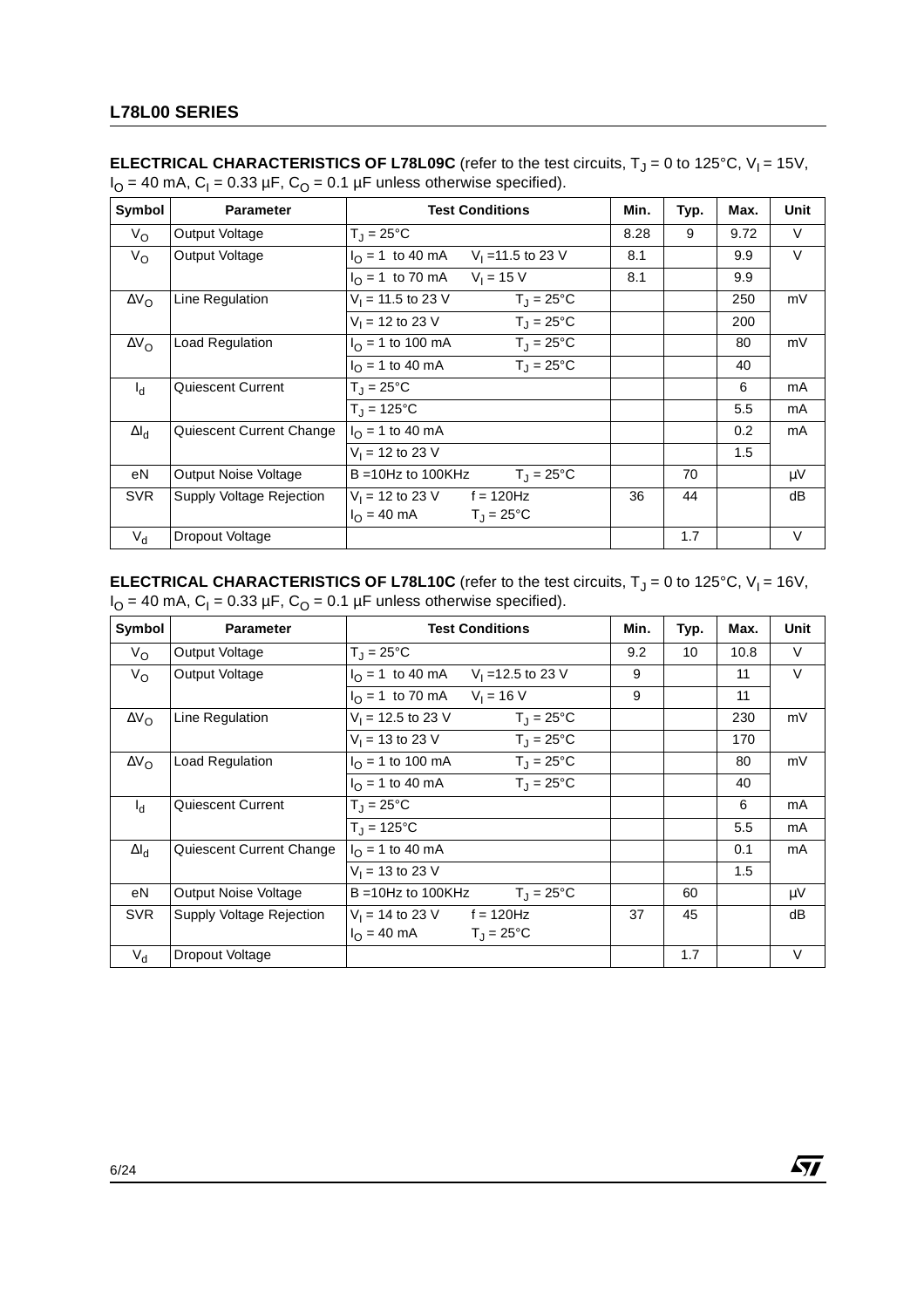**ELECTRICAL CHARACTERISTICS OF L78L09C** (refer to the test circuits, $T_J$ = 0 to 125°C, $V_I$ = 15V, $I_O$ = 40 mA, $C_I$ = 0.33 µF, $C_O$ = 0.1 µF unless otherwise specified).

| Symbol | Parameter | Test Conditions | | Min. | Typ. | Max. | Unit |
|---|---|---|---|---|---|---|---|
| $V_O$ | Output Voltage | $T_J$ = 25°C | | 8.28 | 9 | 9.72 | V |
| $V_O$ | Output Voltage | $I_O$ = 1 to 40 mA | $V_I$ =11.5 to 23 V | 8.1 | | 9.9 | V |
| | | $I_O$ = 1 to 70 mA | $V_I$ = 15 V | 8.1 | | 9.9 | |
| $\Delta V_O$ | Line Regulation | $V_I$ = 11.5 to 23 V | $T_J$ = 25°C | | | 250 | mV |
| | | $V_I$ = 12 to 23 V | $T_J$ = 25°C | | | 200 | |
| $\Delta V_O$ | Load Regulation | $I_O$ = 1 to 100 mA | $T_J$ = 25°C | | | 80 | mV |
| | | $I_O$ = 1 to 40 mA | $T_J$ = 25°C | | | 40 | |
| $I_d$ | Quiescent Current | $T_J$ = 25°C | | | | 6 | mA |
| | | $T_J$ = 125°C | | | | 5.5 | mA |
| $\Delta I_d$ | Quiescent Current Change | $I_O$ = 1 to 40 mA | | | | 0.2 | mA |
| | | $V_I$ = 12 to 23 V | | | | 1.5 | |
| eN | Output Noise Voltage | B =10Hz to 100KHz | $T_J$ = 25°C | | 70 | | µV |
| SVR | Supply Voltage Rejection | $V_I$ = 12 to 23 V, $I_O$ = 40 mA | f = 120Hz, $T_J$ = 25°C | 36 | 44 | | dB |
| $V_d$ | Dropout Voltage | | | | 1.7 | | V |

**ELECTRICAL CHARACTERISTICS OF L78L10C** (refer to the test circuits, $T_J$ = 0 to 125°C, $V_I$ = 16V, $I_O$ = 40 mA, $C_I$ = 0.33 µF, $C_O$ = 0.1 µF unless otherwise specified).

| Symbol | Parameter | Test Conditions | | Min. | Typ. | Max. | Unit |
|---|---|---|---|---|---|---|---|
| $V_O$ | Output Voltage | $T_J$ = 25°C | | 9.2 | 10 | 10.8 | V |
| $V_O$ | Output Voltage | $I_O$ = 1 to 40 mA | $V_I$ =12.5 to 23 V | 9 | | 11 | V |
| | | $I_O$ = 1 to 70 mA | $V_I$ = 16 V | 9 | | 11 | |
| $\Delta V_O$ | Line Regulation | $V_I$ = 12.5 to 23 V | $T_J$ = 25°C | | | 230 | mV |
| | | $V_I$ = 13 to 23 V | $T_J$ = 25°C | | | 170 | |
| $\Delta V_O$ | Load Regulation | $I_O$ = 1 to 100 mA | $T_J$ = 25°C | | | 80 | mV |
| | | $I_O$ = 1 to 40 mA | $T_J$ = 25°C | | | 40 | |
| $I_d$ | Quiescent Current | $T_J$ = 25°C | | | | 6 | mA |
| | | $T_J$ = 125°C | | | | 5.5 | mA |
| $\Delta I_d$ | Quiescent Current Change | $I_O$ = 1 to 40 mA | | | | 0.1 | mA |
| | | $V_I$ = 13 to 23 V | | | | 1.5 | |
| eN | Output Noise Voltage | B =10Hz to 100KHz | $T_J$ = 25°C | | 60 | | µV |
| SVR | Supply Voltage Rejection | $V_I$ = 14 to 23 V, $I_O$ = 40 mA | f = 120Hz, $T_J$ = 25°C | 37 | 45 | | dB |
| $V_d$ | Dropout Voltage | | | | 1.7 | | V |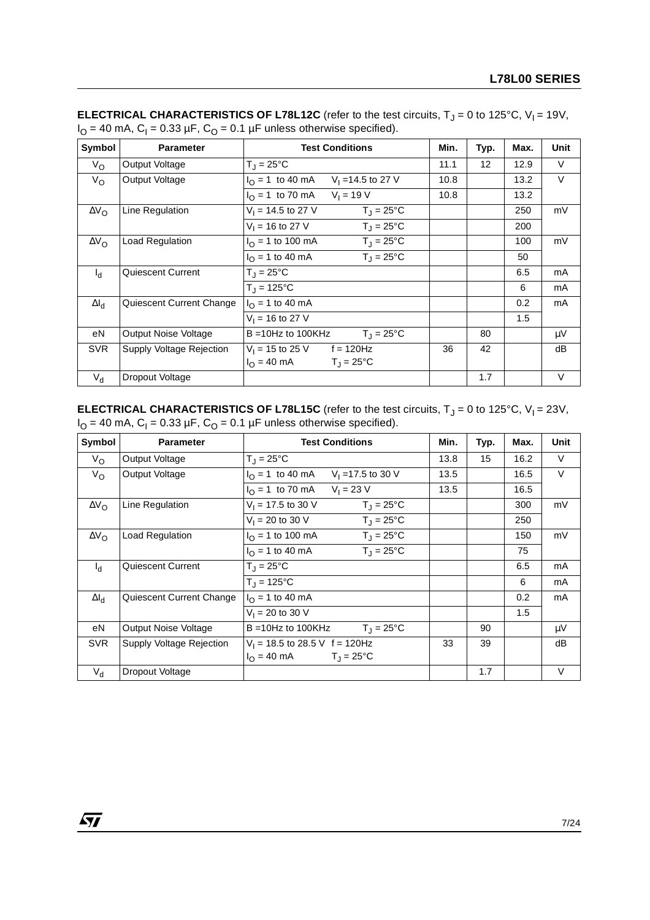**ELECTRICAL CHARACTERISTICS OF L78L12C** (refer to the test circuits, $T_J$ = 0 to 125°C, $V_I$ = 19V, $I_O$ = 40 mA, $C_I$ = 0.33 µF, $C_O$ = 0.1 µF unless otherwise specified).

| Symbol | Parameter | Test Conditions | Min. | Typ. | Max. | Unit |
|---|---|---|---|---|---|---|
| $V_O$ | Output Voltage | $T_J$ = 25°C | 11.1 | 12 | 12.9 | V |
| $V_O$ | Output Voltage | $I_O$ = 1 to 40 mA $V_I$ =14.5 to 27 V | 10.8 | | 13.2 | V |
| | | $I_O$ = 1 to 70 mA $V_I$ = 19 V | 10.8 | | 13.2 | |
| $\Delta V_O$ | Line Regulation | $V_I$ = 14.5 to 27 V $T_J$ = 25°C | | | 250 | mV |
| | | $V_I$ = 16 to 27 V $T_J$ = 25°C | | | 200 | |
| $\Delta V_O$ | Load Regulation | $I_O$ = 1 to 100 mA $T_J$ = 25°C | | | 100 | mV |
| | | $I_O$ = 1 to 40 mA $T_J$ = 25°C | | | 50 | |
| $I_d$ | Quiescent Current | $T_J$ = 25°C | | | 6.5 | mA |
| | | $T_J$ = 125°C | | | 6 | mA |
| $\Delta I_d$ | Quiescent Current Change | $I_O$ = 1 to 40 mA | | | 0.2 | mA |
| | | $V_I$ = 16 to 27 V | | | 1.5 | |
| eN | Output Noise Voltage | B =10Hz to 100KHz $T_J$ = 25°C | | 80 | | µV |
| SVR | Supply Voltage Rejection | $V_I$ = 15 to 25 V f = 120Hz $I_O$ = 40 mA $T_J$ = 25°C | 36 | 42 | | dB |
| $V_d$ | Dropout Voltage | | | 1.7 | | V |

**ELECTRICAL CHARACTERISTICS OF L78L15C** (refer to the test circuits, $T_J$ = 0 to 125°C, $V_I$ = 23V, $I_O$ = 40 mA, $C_I$ = 0.33 µF, $C_O$ = 0.1 µF unless otherwise specified).

| Symbol | Parameter | Test Conditions | Min. | Typ. | Max. | Unit |
|---|---|---|---|---|---|---|
| $V_O$ | Output Voltage | $T_J$ = 25°C | 13.8 | 15 | 16.2 | V |
| $V_O$ | Output Voltage | $I_O$ = 1 to 40 mA $V_I$ =17.5 to 30 V | 13.5 | | 16.5 | V |
| | | $I_O$ = 1 to 70 mA $V_I$ = 23 V | 13.5 | | 16.5 | |
| $\Delta V_O$ | Line Regulation | $V_I$ = 17.5 to 30 V $T_J$ = 25°C | | | 300 | mV |
| | | $V_I$ = 20 to 30 V $T_J$ = 25°C | | | 250 | |
| $\Delta V_O$ | Load Regulation | $I_O$ = 1 to 100 mA $T_J$ = 25°C | | | 150 | mV |
| | | $I_O$ = 1 to 40 mA $T_J$ = 25°C | | | 75 | |
| $I_d$ | Quiescent Current | $T_J$ = 25°C | | | 6.5 | mA |
| | | $T_J$ = 125°C | | | 6 | mA |
| $\Delta I_d$ | Quiescent Current Change | $I_O$ = 1 to 40 mA | | | 0.2 | mA |
| | | $V_I$ = 20 to 30 V | | | 1.5 | |
| eN | Output Noise Voltage | B =10Hz to 100KHz $T_J$ = 25°C | | 90 | | µV |
| SVR | Supply Voltage Rejection | $V_I$ = 18.5 to 28.5 V f = 120Hz $I_O$ = 40 mA $T_J$ = 25°C | 33 | 39 | | dB |
| $V_d$ | Dropout Voltage | | | 1.7 | | V |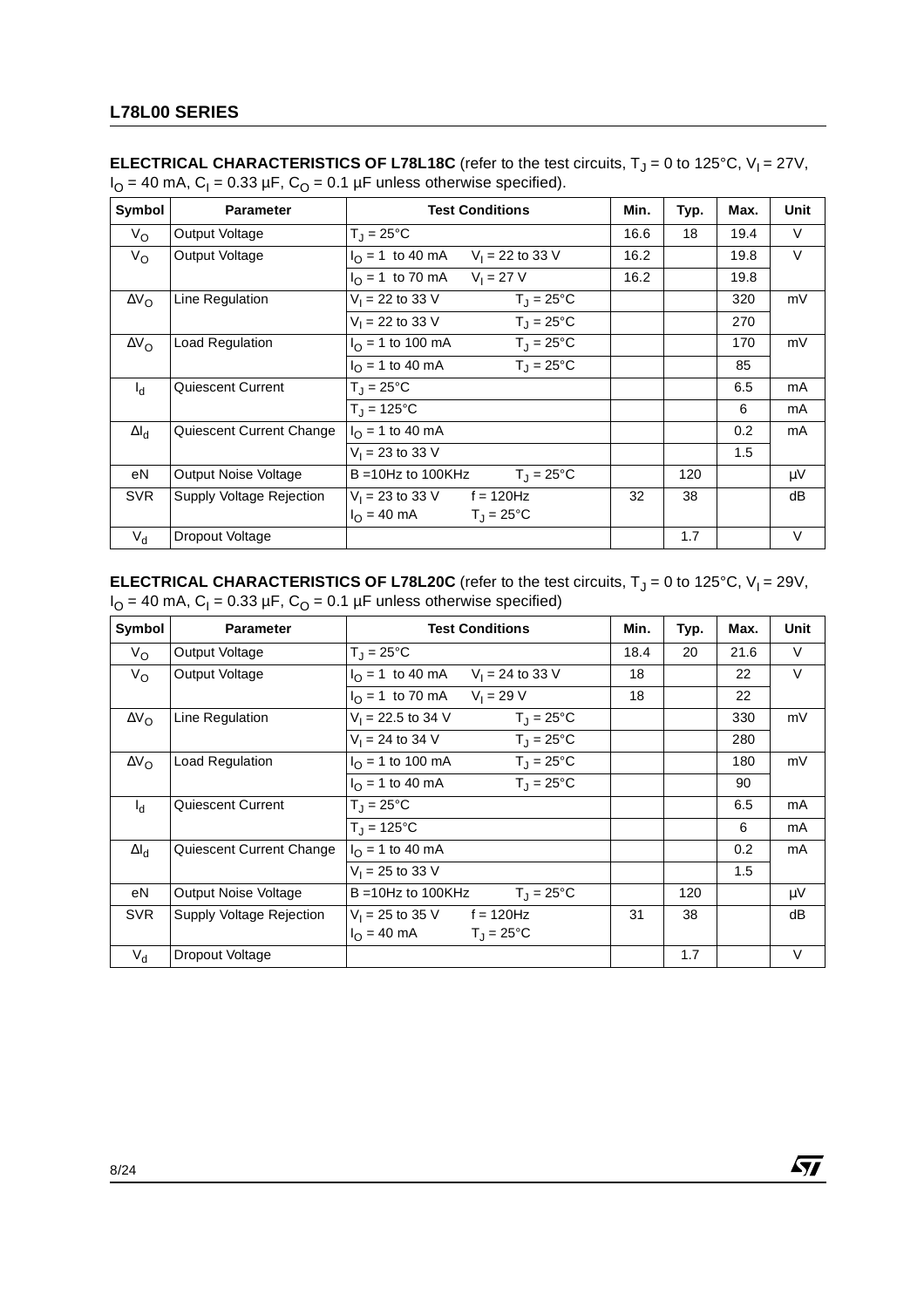**ELECTRICAL CHARACTERISTICS OF L78L18C** (refer to the test circuits, $T_J$ = 0 to 125°C, $V_I$ = 27V, $I_O$ = 40 mA, $C_I$ = 0.33 µF, $C_O$ = 0.1 µF unless otherwise specified).

| Symbol | Parameter | Test Conditions | | Min. | Typ. | Max. | Unit |
|---|---|---|---|---|---|---|---|
| $V_O$ | Output Voltage | $T_J$ = 25°C | | 16.6 | 18 | 19.4 | V |
| $V_O$ | Output Voltage | $I_O$ = 1 to 40 mA | $V_I$ = 22 to 33 V | 16.2 | | 19.8 | V |
| | | $I_O$ = 1 to 70 mA | $V_I$ = 27 V | 16.2 | | 19.8 | |
| $\Delta V_O$ | Line Regulation | $V_I$ = 22 to 33 V | $T_J$ = 25°C | | | 320 | mV |
| | | $V_I$ = 22 to 33 V | $T_J$ = 25°C | | | 270 | |
| $\Delta V_O$ | Load Regulation | $I_O$ = 1 to 100 mA | $T_J$ = 25°C | | | 170 | mV |
| | | $I_O$ = 1 to 40 mA | $T_J$ = 25°C | | | 85 | |
| $I_d$ | Quiescent Current | $T_J$ = 25°C | | | | 6.5 | mA |
| | | $T_J$ = 125°C | | | | 6 | mA |
| $\Delta I_d$ | Quiescent Current Change | $I_O$ = 1 to 40 mA | | | | 0.2 | mA |
| | | $V_I$ = 23 to 33 V | | | | 1.5 | |
| eN | Output Noise Voltage | B =10Hz to 100KHz | $T_J$ = 25°C | | 120 | | µV |
| SVR | Supply Voltage Rejection | $V_I$ = 23 to 33 V<br>$I_O$ = 40 mA | f = 120Hz<br>$T_J$ = 25°C | 32 | 38 | | dB |
| $V_d$ | Dropout Voltage | | | | 1.7 | | V |

**ELECTRICAL CHARACTERISTICS OF L78L20C** (refer to the test circuits, $T_J$ = 0 to 125°C, $V_I$ = 29V, $I_O$ = 40 mA, $C_I$ = 0.33 µF, $C_O$ = 0.1 µF unless otherwise specified)

| Symbol | Parameter | Test Conditions | | Min. | Typ. | Max. | Unit |
|---|---|---|---|---|---|---|---|
| $V_O$ | Output Voltage | $T_J$ = 25°C | | 18.4 | 20 | 21.6 | V |
| $V_O$ | Output Voltage | $I_O$ = 1 to 40 mA | $V_I$ = 24 to 33 V | 18 | | 22 | V |
| | | $I_O$ = 1 to 70 mA | $V_I$ = 29 V | 18 | | 22 | |
| $\Delta V_O$ | Line Regulation | $V_I$ = 22.5 to 34 V | $T_J$ = 25°C | | | 330 | mV |
| | | $V_I$ = 24 to 34 V | $T_J$ = 25°C | | | 280 | |
| $\Delta V_O$ | Load Regulation | $I_O$ = 1 to 100 mA | $T_J$ = 25°C | | | 180 | mV |
| | | $I_O$ = 1 to 40 mA | $T_J$ = 25°C | | | 90 | |
| $I_d$ | Quiescent Current | $T_J$ = 25°C | | | | 6.5 | mA |
| | | $T_J$ = 125°C | | | | 6 | mA |
| $\Delta I_d$ | Quiescent Current Change | $I_O$ = 1 to 40 mA | | | | 0.2 | mA |
| | | $V_I$ = 25 to 33 V | | | | 1.5 | |
| eN | Output Noise Voltage | B =10Hz to 100KHz | $T_J$ = 25°C | | 120 | | µV |
| SVR | Supply Voltage Rejection | $V_I$ = 25 to 35 V<br>$I_O$ = 40 mA | f = 120Hz<br>$T_J$ = 25°C | 31 | 38 | | dB |
| $V_d$ | Dropout Voltage | | | | 1.7 | | V |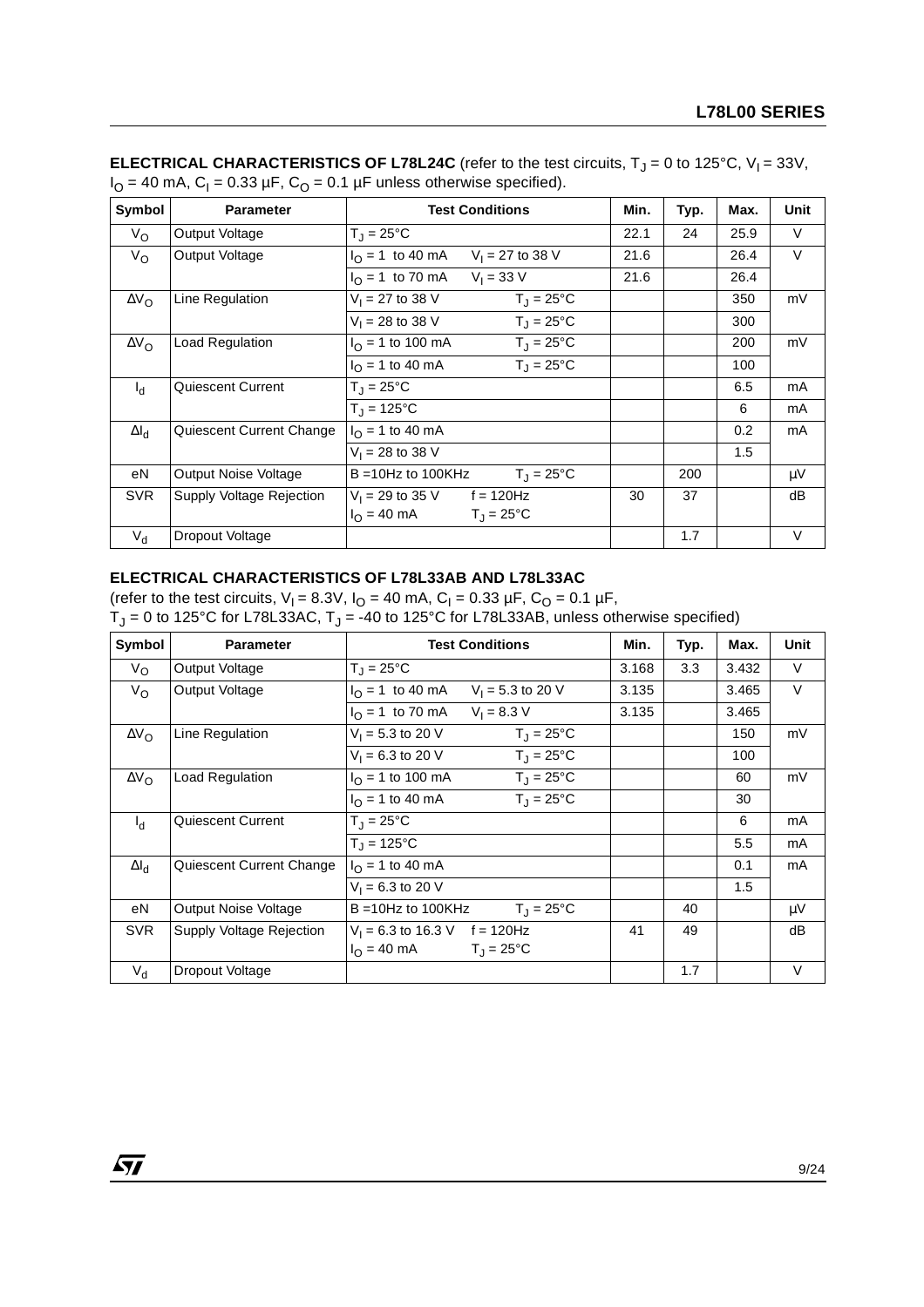**ELECTRICAL CHARACTERISTICS OF L78L24C** (refer to the test circuits, $T_J$ = 0 to 125°C, $V_I$ = 33V, $I_O$ = 40 mA, $C_I$ = 0.33 µF, $C_O$ = 0.1 µF unless otherwise specified).

| Symbol | Parameter | Test Conditions | | Min. | Typ. | Max. | Unit |
|---|---|---|---|---|---|---|---|
| $V_O$ | Output Voltage | $T_J$ = 25°C | | 22.1 | 24 | 25.9 | V |
| $V_O$ | Output Voltage | $I_O$ = 1 to 40 mA | $V_I$ = 27 to 38 V | 21.6 | | 26.4 | V |
| | | $I_O$ = 1 to 70 mA | $V_I$ = 33 V | 21.6 | | 26.4 | |
| $\Delta V_O$ | Line Regulation | $V_I$ = 27 to 38 V | $T_J$ = 25°C | | | 350 | mV |
| | | $V_I$ = 28 to 38 V | $T_J$ = 25°C | | | 300 | |
| $\Delta V_O$ | Load Regulation | $I_O$ = 1 to 100 mA | $T_J$ = 25°C | | | 200 | mV |
| | | $I_O$ = 1 to 40 mA | $T_J$ = 25°C | | | 100 | |
| $I_d$ | Quiescent Current | $T_J$ = 25°C | | | | 6.5 | mA |
| | | $T_J$ = 125°C | | | | 6 | mA |
| $\Delta I_d$ | Quiescent Current Change | $I_O$ = 1 to 40 mA | | | | 0.2 | mA |
| | | $V_I$ = 28 to 38 V | | | | 1.5 | |
| eN | Output Noise Voltage | B =10Hz to 100KHz | $T_J$ = 25°C | | 200 | | µV |
| SVR | Supply Voltage Rejection | $V_I$ = 29 to 35 V<br>$I_O$ = 40 mA | f = 120Hz<br>$T_J$ = 25°C | 30 | 37 | | dB |
| $V_d$ | Dropout Voltage | | | | 1.7 | | V |

**ELECTRICAL CHARACTERISTICS OF L78L33AB AND L78L33AC**

(refer to the test circuits, $V_I$ = 8.3V, $I_O$ = 40 mA, $C_I$ = 0.33 µF, $C_O$ = 0.1 µF, $T_J$ = 0 to 125°C for L78L33AC, $T_J$ = -40 to 125°C for L78L33AB, unless otherwise specified)

| Symbol | Parameter | Test Conditions | | Min. | Typ. | Max. | Unit |
|---|---|---|---|---|---|---|---|
| $V_O$ | Output Voltage | $T_J$ = 25°C | | 3.168 | 3.3 | 3.432 | V |
| $V_O$ | Output Voltage | $I_O$ = 1 to 40 mA | $V_I$ = 5.3 to 20 V | 3.135 | | 3.465 | V |
| | | $I_O$ = 1 to 70 mA | $V_I$ = 8.3 V | 3.135 | | 3.465 | |
| $\Delta V_O$ | Line Regulation | $V_I$ = 5.3 to 20 V | $T_J$ = 25°C | | | 150 | mV |
| | | $V_I$ = 6.3 to 20 V | $T_J$ = 25°C | | | 100 | |
| $\Delta V_O$ | Load Regulation | $I_O$ = 1 to 100 mA | $T_J$ = 25°C | | | 60 | mV |
| | | $I_O$ = 1 to 40 mA | $T_J$ = 25°C | | | 30 | |
| $I_d$ | Quiescent Current | $T_J$ = 25°C | | | | 6 | mA |
| | | $T_J$ = 125°C | | | | 5.5 | mA |
| $\Delta I_d$ | Quiescent Current Change | $I_O$ = 1 to 40 mA | | | | 0.1 | mA |
| | | $V_I$ = 6.3 to 20 V | | | | 1.5 | |
| eN | Output Noise Voltage | B =10Hz to 100KHz | $T_J$ = 25°C | | 40 | | µV |
| SVR | Supply Voltage Rejection | $V_I$ = 6.3 to 16.3 V<br>$I_O$ = 40 mA | f = 120Hz<br>$T_J$ = 25°C | 41 | 49 | | dB |
| $V_d$ | Dropout Voltage | | | | 1.7 | | V |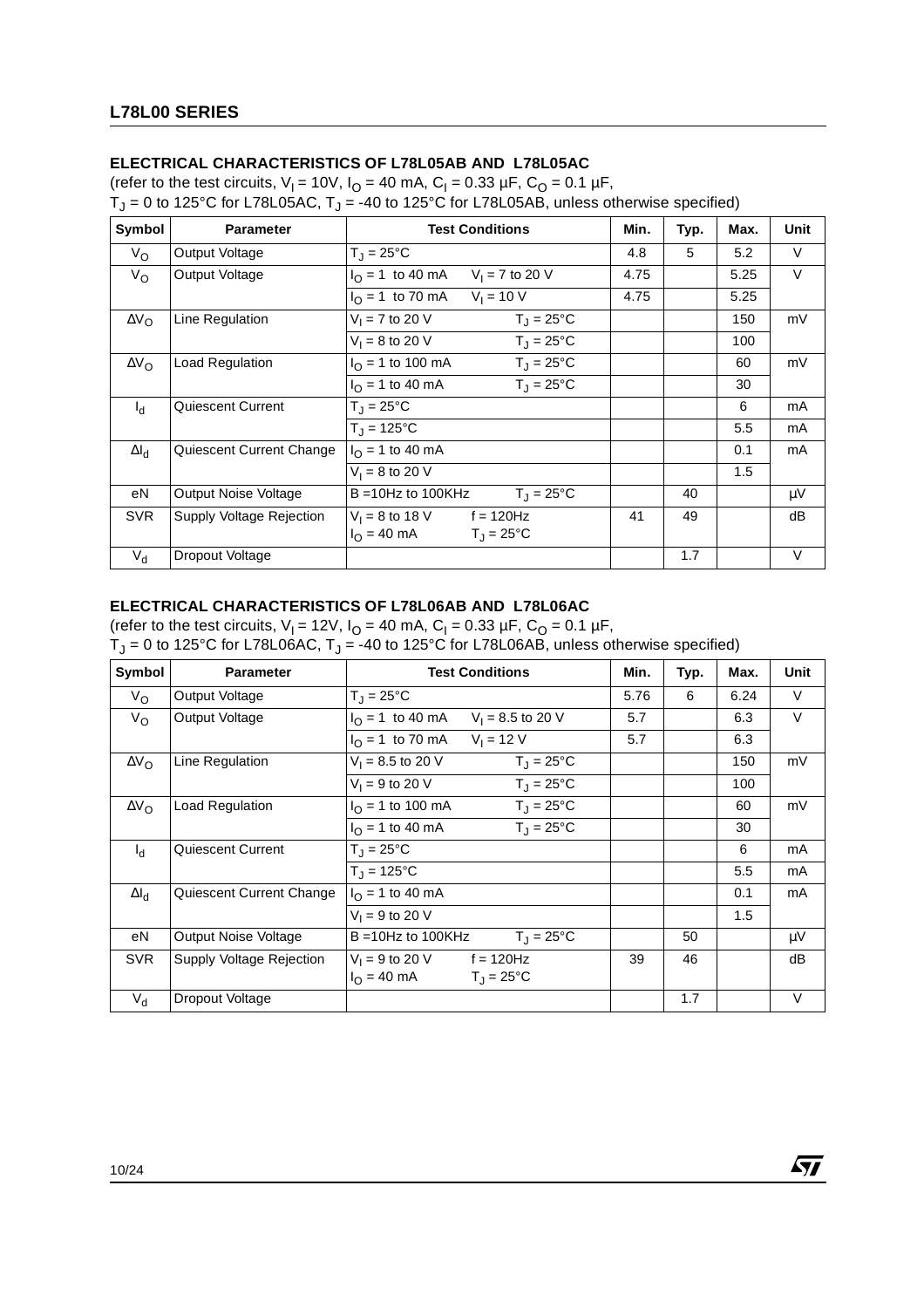## ELECTRICAL CHARACTERISTICS OF L78L05AB AND L78L05AC

(refer to the test circuits, $V_I$ = 10V, $I_O$ = 40 mA, $C_I$ = 0.33 µF, $C_O$ = 0.1 µF,
$T_J$ = 0 to 125°C for L78L05AC, $T_J$ = -40 to 125°C for L78L05AB, unless otherwise specified)

| Symbol | Parameter | Test Conditions | Min. | Typ. | Max. | Unit |
|---|---|---|---|---|---|---|
| $V_O$ | Output Voltage | $T_J$ = 25°C | 4.8 | 5 | 5.2 | V |
| $V_O$ | Output Voltage | $I_O$ = 1 to 40 mA  $V_I$ = 7 to 20 V | 4.75 | | 5.25 | V |
| | | $I_O$ = 1 to 70 mA  $V_I$ = 10 V | 4.75 | | 5.25 | |
| $\Delta V_O$ | Line Regulation | $V_I$ = 7 to 20 V  $T_J$ = 25°C | | | 150 | mV |
| | | $V_I$ = 8 to 20 V  $T_J$ = 25°C | | | 100 | |
| $\Delta V_O$ | Load Regulation | $I_O$ = 1 to 100 mA  $T_J$ = 25°C | | | 60 | mV |
| | | $I_O$ = 1 to 40 mA  $T_J$ = 25°C | | | 30 | |
| $I_d$ | Quiescent Current | $T_J$ = 25°C | | | 6 | mA |
| | | $T_J$ = 125°C | | | 5.5 | mA |
| $\Delta I_d$ | Quiescent Current Change | $I_O$ = 1 to 40 mA | | | 0.1 | mA |
| | | $V_I$ = 8 to 20 V | | | 1.5 | |
| eN | Output Noise Voltage | B =10Hz to 100KHz  $T_J$ = 25°C | | 40 | | µV |
| SVR | Supply Voltage Rejection | $V_I$ = 8 to 18 V  f = 120Hz<br>$I_O$ = 40 mA  $T_J$ = 25°C | 41 | 49 | | dB |
| $V_d$ | Dropout Voltage | | | 1.7 | | V |

## ELECTRICAL CHARACTERISTICS OF L78L06AB AND L78L06AC

(refer to the test circuits, $V_I$ = 12V, $I_O$ = 40 mA, $C_I$ = 0.33 µF, $C_O$ = 0.1 µF,
$T_J$ = 0 to 125°C for L78L06AC, $T_J$ = -40 to 125°C for L78L06AB, unless otherwise specified)

| Symbol | Parameter | Test Conditions | Min. | Typ. | Max. | Unit |
|---|---|---|---|---|---|---|
| $V_O$ | Output Voltage | $T_J$ = 25°C | 5.76 | 6 | 6.24 | V |
| $V_O$ | Output Voltage | $I_O$ = 1 to 40 mA  $V_I$ = 8.5 to 20 V | 5.7 | | 6.3 | V |
| | | $I_O$ = 1 to 70 mA  $V_I$ = 12 V | 5.7 | | 6.3 | |
| $\Delta V_O$ | Line Regulation | $V_I$ = 8.5 to 20 V  $T_J$ = 25°C | | | 150 | mV |
| | | $V_I$ = 9 to 20 V  $T_J$ = 25°C | | | 100 | |
| $\Delta V_O$ | Load Regulation | $I_O$ = 1 to 100 mA  $T_J$ = 25°C | | | 60 | mV |
| | | $I_O$ = 1 to 40 mA  $T_J$ = 25°C | | | 30 | |
| $I_d$ | Quiescent Current | $T_J$ = 25°C | | | 6 | mA |
| | | $T_J$ = 125°C | | | 5.5 | mA |
| $\Delta I_d$ | Quiescent Current Change | $I_O$ = 1 to 40 mA | | | 0.1 | mA |
| | | $V_I$ = 9 to 20 V | | | 1.5 | |
| eN | Output Noise Voltage | B =10Hz to 100KHz  $T_J$ = 25°C | | 50 | | µV |
| SVR | Supply Voltage Rejection | $V_I$ = 9 to 20 V  f = 120Hz<br>$I_O$ = 40 mA  $T_J$ = 25°C | 39 | 46 | | dB |
| $V_d$ | Dropout Voltage | | | 1.7 | | V |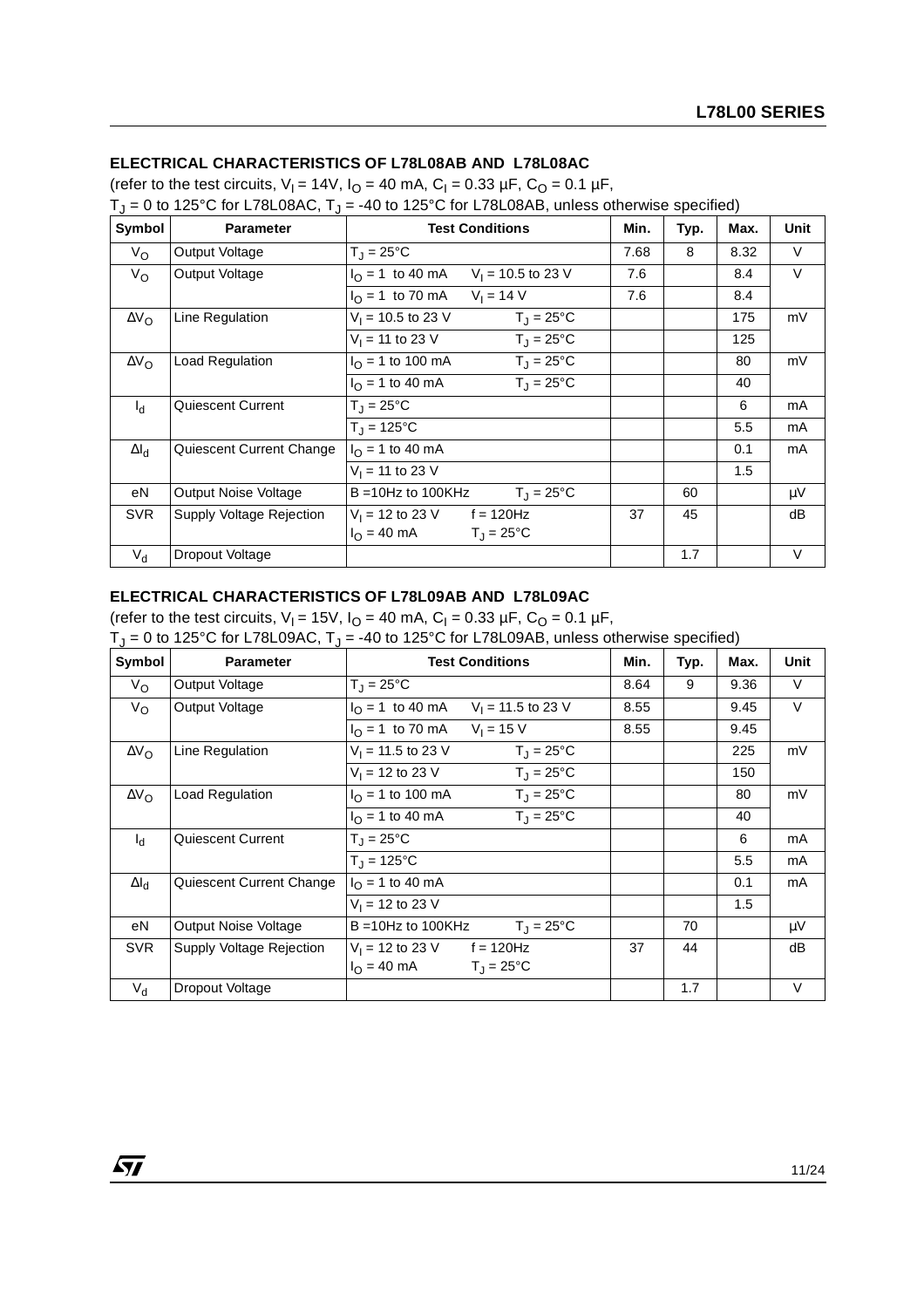## ELECTRICAL CHARACTERISTICS OF L78L08AB AND L78L08AC

(refer to the test circuits, $V_I$ = 14V, $I_O$ = 40 mA, $C_I$ = 0.33 µF, $C_O$ = 0.1 µF,
$T_J$ = 0 to 125°C for L78L08AC, $T_J$ = -40 to 125°C for L78L08AB, unless otherwise specified)

| Symbol | Parameter | Test Conditions | Min. | Typ. | Max. | Unit |
|---|---|---|---|---|---|---|
| $V_O$ | Output Voltage | $T_J$ = 25°C | 7.68 | 8 | 8.32 | V |
| $V_O$ | Output Voltage | $I_O$ = 1 to 40 mA  $V_I$ = 10.5 to 23 V | 7.6 | | 8.4 | V |
| | | $I_O$ = 1 to 70 mA  $V_I$ = 14 V | 7.6 | | 8.4 | |
| $\Delta V_O$ | Line Regulation | $V_I$ = 10.5 to 23 V  $T_J$ = 25°C | | | 175 | mV |
| | | $V_I$ = 11 to 23 V  $T_J$ = 25°C | | | 125 | |
| $\Delta V_O$ | Load Regulation | $I_O$ = 1 to 100 mA  $T_J$ = 25°C | | | 80 | mV |
| | | $I_O$ = 1 to 40 mA  $T_J$ = 25°C | | | 40 | |
| $I_d$ | Quiescent Current | $T_J$ = 25°C | | | 6 | mA |
| | | $T_J$ = 125°C | | | 5.5 | mA |
| $\Delta I_d$ | Quiescent Current Change | $I_O$ = 1 to 40 mA | | | 0.1 | mA |
| | | $V_I$ = 11 to 23 V | | | 1.5 | |
| eN | Output Noise Voltage | B =10Hz to 100KHz  $T_J$ = 25°C | | 60 | | µV |
| SVR | Supply Voltage Rejection | $V_I$ = 12 to 23 V  f = 120Hz  $I_O$ = 40 mA  $T_J$ = 25°C | 37 | 45 | | dB |
| $V_d$ | Dropout Voltage | | | 1.7 | | V |

## ELECTRICAL CHARACTERISTICS OF L78L09AB AND L78L09AC

(refer to the test circuits, $V_I$ = 15V, $I_O$ = 40 mA, $C_I$ = 0.33 µF, $C_O$ = 0.1 µF,
$T_J$ = 0 to 125°C for L78L09AC, $T_J$ = -40 to 125°C for L78L09AB, unless otherwise specified)

| Symbol | Parameter | Test Conditions | Min. | Typ. | Max. | Unit |
|---|---|---|---|---|---|---|
| $V_O$ | Output Voltage | $T_J$ = 25°C | 8.64 | 9 | 9.36 | V |
| $V_O$ | Output Voltage | $I_O$ = 1 to 40 mA  $V_I$ = 11.5 to 23 V | 8.55 | | 9.45 | V |
| | | $I_O$ = 1 to 70 mA  $V_I$ = 15 V | 8.55 | | 9.45 | |
| $\Delta V_O$ | Line Regulation | $V_I$ = 11.5 to 23 V  $T_J$ = 25°C | | | 225 | mV |
| | | $V_I$ = 12 to 23 V  $T_J$ = 25°C | | | 150 | |
| $\Delta V_O$ | Load Regulation | $I_O$ = 1 to 100 mA  $T_J$ = 25°C | | | 80 | mV |
| | | $I_O$ = 1 to 40 mA  $T_J$ = 25°C | | | 40 | |
| $I_d$ | Quiescent Current | $T_J$ = 25°C | | | 6 | mA |
| | | $T_J$ = 125°C | | | 5.5 | mA |
| $\Delta I_d$ | Quiescent Current Change | $I_O$ = 1 to 40 mA | | | 0.1 | mA |
| | | $V_I$ = 12 to 23 V | | | 1.5 | |
| eN | Output Noise Voltage | B =10Hz to 100KHz  $T_J$ = 25°C | | 70 | | µV |
| SVR | Supply Voltage Rejection | $V_I$ = 12 to 23 V  f = 120Hz  $I_O$ = 40 mA  $T_J$ = 25°C | 37 | 44 | | dB |
| $V_d$ | Dropout Voltage | | | 1.7 | | V |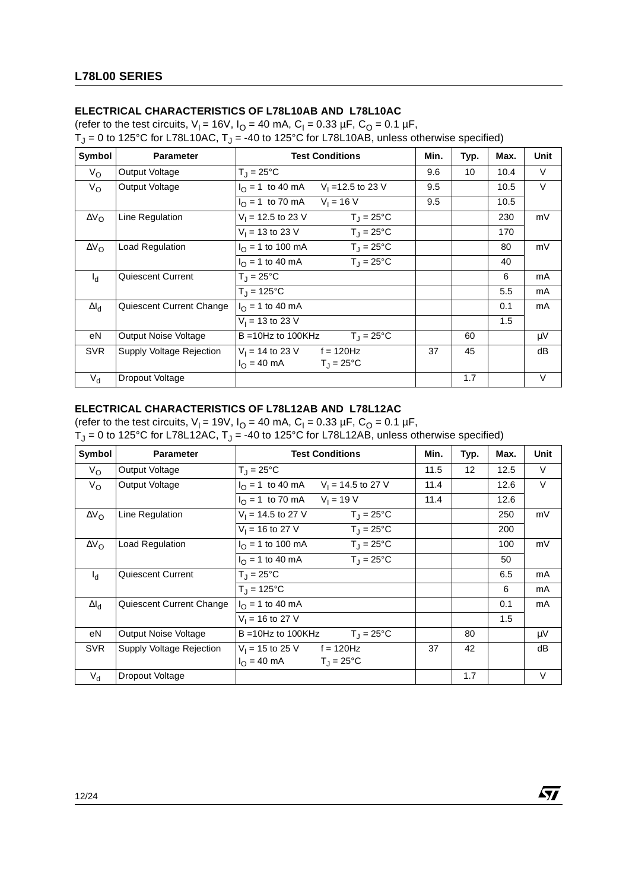### ELECTRICAL CHARACTERISTICS OF L78L10AB AND L78L10AC

(refer to the test circuits, $V_I$ = 16V, $I_O$ = 40 mA, $C_I$ = 0.33 µF, $C_O$ = 0.1 µF, $T_J$ = 0 to 125°C for L78L10AC, $T_J$ = -40 to 125°C for L78L10AB, unless otherwise specified)

| Symbol | Parameter | Test Conditions | Min. | Typ. | Max. | Unit |
|---|---|---|---|---|---|---|
| $V_O$ | Output Voltage | $T_J$ = 25°C | 9.6 | 10 | 10.4 | V |
| $V_O$ | Output Voltage | $I_O$ = 1 to 40 mA $V_I$ =12.5 to 23 V | 9.5 | | 10.5 | V |
| | | $I_O$ = 1 to 70 mA $V_I$ = 16 V | 9.5 | | 10.5 | |
| $\Delta V_O$ | Line Regulation | $V_I$ = 12.5 to 23 V $T_J$ = 25°C | | | 230 | mV |
| | | $V_I$ = 13 to 23 V $T_J$ = 25°C | | | 170 | |
| $\Delta V_O$ | Load Regulation | $I_O$ = 1 to 100 mA $T_J$ = 25°C | | | 80 | mV |
| | | $I_O$ = 1 to 40 mA $T_J$ = 25°C | | | 40 | |
| $I_d$ | Quiescent Current | $T_J$ = 25°C | | | 6 | mA |
| | | $T_J$ = 125°C | | | 5.5 | mA |
| $\Delta I_d$ | Quiescent Current Change | $I_O$ = 1 to 40 mA | | | 0.1 | mA |
| | | $V_I$ = 13 to 23 V | | | 1.5 | |
| eN | Output Noise Voltage | B =10Hz to 100KHz $T_J$ = 25°C | | 60 | | µV |
| SVR | Supply Voltage Rejection | $V_I$ = 14 to 23 V f = 120Hz $I_O$ = 40 mA $T_J$ = 25°C | 37 | 45 | | dB |
| $V_d$ | Dropout Voltage | | | 1.7 | | V |

### ELECTRICAL CHARACTERISTICS OF L78L12AB AND L78L12AC

(refer to the test circuits, $V_I$ = 19V, $I_O$ = 40 mA, $C_I$ = 0.33 µF, $C_O$ = 0.1 µF, $T_J$ = 0 to 125°C for L78L12AC, $T_J$ = -40 to 125°C for L78L12AB, unless otherwise specified)

| Symbol | Parameter | Test Conditions | Min. | Typ. | Max. | Unit |
|---|---|---|---|---|---|---|
| $V_O$ | Output Voltage | $T_J$ = 25°C | 11.5 | 12 | 12.5 | V |
| $V_O$ | Output Voltage | $I_O$ = 1 to 40 mA $V_I$ = 14.5 to 27 V | 11.4 | | 12.6 | V |
| | | $I_O$ = 1 to 70 mA $V_I$ = 19 V | 11.4 | | 12.6 | |
| $\Delta V_O$ | Line Regulation | $V_I$ = 14.5 to 27 V $T_J$ = 25°C | | | 250 | mV |
| | | $V_I$ = 16 to 27 V $T_J$ = 25°C | | | 200 | |
| $\Delta V_O$ | Load Regulation | $I_O$ = 1 to 100 mA $T_J$ = 25°C | | | 100 | mV |
| | | $I_O$ = 1 to 40 mA $T_J$ = 25°C | | | 50 | |
| $I_d$ | Quiescent Current | $T_J$ = 25°C | | | 6.5 | mA |
| | | $T_J$ = 125°C | | | 6 | mA |
| $\Delta I_d$ | Quiescent Current Change | $I_O$ = 1 to 40 mA | | | 0.1 | mA |
| | | $V_I$ = 16 to 27 V | | | 1.5 | |
| eN | Output Noise Voltage | B =10Hz to 100KHz $T_J$ = 25°C | | 80 | | µV |
| SVR | Supply Voltage Rejection | $V_I$ = 15 to 25 V f = 120Hz $I_O$ = 40 mA $T_J$ = 25°C | 37 | 42 | | dB |
| $V_d$ | Dropout Voltage | | | 1.7 | | V |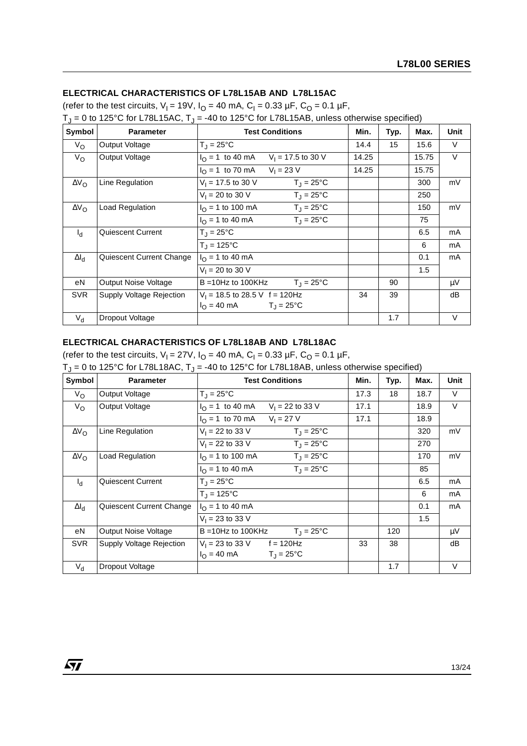## ELECTRICAL CHARACTERISTICS OF L78L15AB AND L78L15AC

(refer to the test circuits, $V_I$ = 19V, $I_O$ = 40 mA, $C_I$ = 0.33 µF, $C_O$ = 0.1 µF,
$T_J$ = 0 to 125°C for L78L15AC, $T_J$ = -40 to 125°C for L78L15AB, unless otherwise specified)

| Symbol | Parameter | Test Conditions | Min. | Typ. | Max. | Unit |
|---|---|---|---|---|---|---|
| $V_O$ | Output Voltage | $T_J$ = 25°C | 14.4 | 15 | 15.6 | V |
| $V_O$ | Output Voltage | $I_O$ = 1 to 40 mA $V_I$ = 17.5 to 30 V | 14.25 | | 15.75 | V |
| | | $I_O$ = 1 to 70 mA $V_I$ = 23 V | 14.25 | | 15.75 | |
| $\Delta V_O$ | Line Regulation | $V_I$ = 17.5 to 30 V $T_J$ = 25°C | | | 300 | mV |
| | | $V_I$ = 20 to 30 V $T_J$ = 25°C | | | 250 | |
| $\Delta V_O$ | Load Regulation | $I_O$ = 1 to 100 mA $T_J$ = 25°C | | | 150 | mV |
| | | $I_O$ = 1 to 40 mA $T_J$ = 25°C | | | 75 | |
| $I_d$ | Quiescent Current | $T_J$ = 25°C | | | 6.5 | mA |
| | | $T_J$ = 125°C | | | 6 | mA |
| $\Delta I_d$ | Quiescent Current Change | $I_O$ = 1 to 40 mA | | | 0.1 | mA |
| | | $V_I$ = 20 to 30 V | | | 1.5 | |
| eN | Output Noise Voltage | B =10Hz to 100KHz $T_J$ = 25°C | | 90 | | µV |
| SVR | Supply Voltage Rejection | $V_I$ = 18.5 to 28.5 V f = 120Hz $I_O$ = 40 mA $T_J$ = 25°C | 34 | 39 | | dB |
| $V_d$ | Dropout Voltage | | | 1.7 | | V |

## ELECTRICAL CHARACTERISTICS OF L78L18AB AND L78L18AC

(refer to the test circuits, $V_I$ = 27V, $I_O$ = 40 mA, $C_I$ = 0.33 µF, $C_O$ = 0.1 µF,
$T_J$ = 0 to 125°C for L78L18AC, $T_J$ = -40 to 125°C for L78L18AB, unless otherwise specified)

| Symbol | Parameter | Test Conditions | Min. | Typ. | Max. | Unit |
|---|---|---|---|---|---|---|
| $V_O$ | Output Voltage | $T_J$ = 25°C | 17.3 | 18 | 18.7 | V |
| $V_O$ | Output Voltage | $I_O$ = 1 to 40 mA $V_I$ = 22 to 33 V | 17.1 | | 18.9 | V |
| | | $I_O$ = 1 to 70 mA $V_I$ = 27 V | 17.1 | | 18.9 | |
| $\Delta V_O$ | Line Regulation | $V_I$ = 22 to 33 V $T_J$ = 25°C | | | 320 | mV |
| | | $V_I$ = 22 to 33 V $T_J$ = 25°C | | | 270 | |
| $\Delta V_O$ | Load Regulation | $I_O$ = 1 to 100 mA $T_J$ = 25°C | | | 170 | mV |
| | | $I_O$ = 1 to 40 mA $T_J$ = 25°C | | | 85 | |
| $I_d$ | Quiescent Current | $T_J$ = 25°C | | | 6.5 | mA |
| | | $T_J$ = 125°C | | | 6 | mA |
| $\Delta I_d$ | Quiescent Current Change | $I_O$ = 1 to 40 mA | | | 0.1 | mA |
| | | $V_I$ = 23 to 33 V | | | 1.5 | |
| eN | Output Noise Voltage | B =10Hz to 100KHz $T_J$ = 25°C | | 120 | | µV |
| SVR | Supply Voltage Rejection | $V_I$ = 23 to 33 V f = 120Hz $I_O$ = 40 mA $T_J$ = 25°C | 33 | 38 | | dB |
| $V_d$ | Dropout Voltage | | | 1.7 | | V |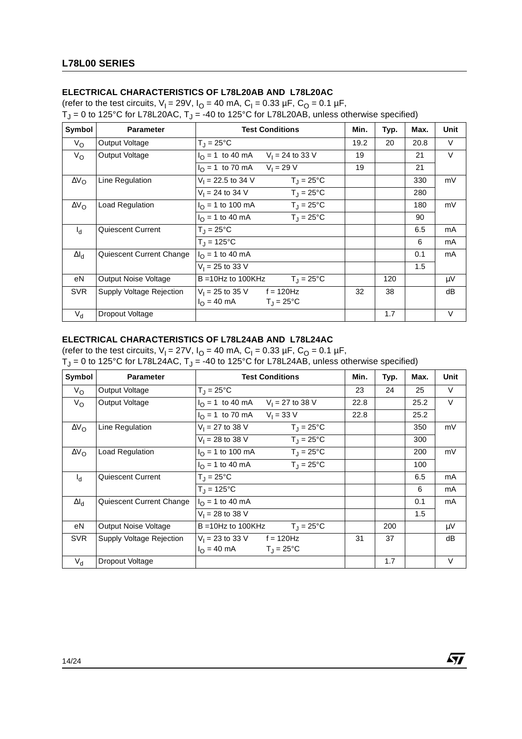### ELECTRICAL CHARACTERISTICS OF L78L20AB AND L78L20AC

(refer to the test circuits, $V_I$ = 29V, $I_O$ = 40 mA, $C_I$ = 0.33 µF, $C_O$ = 0.1 µF, $T_J$ = 0 to 125°C for L78L20AC, $T_J$ = -40 to 125°C for L78L20AB, unless otherwise specified)

| Symbol | Parameter | Test Conditions | | Min. | Typ. | Max. | Unit |
|---|---|---|---|---|---|---|---|
| $V_O$ | Output Voltage | $T_J$ = 25°C | | 19.2 | 20 | 20.8 | V |
| $V_O$ | Output Voltage | $I_O$ = 1 to 40 mA | $V_I$ = 24 to 33 V | 19 | | 21 | V |
| | | $I_O$ = 1 to 70 mA | $V_I$ = 29 V | 19 | | 21 | |
| $\Delta V_O$ | Line Regulation | $V_I$ = 22.5 to 34 V | $T_J$ = 25°C | | | 330 | mV |
| | | $V_I$ = 24 to 34 V | $T_J$ = 25°C | | | 280 | |
| $\Delta V_O$ | Load Regulation | $I_O$ = 1 to 100 mA | $T_J$ = 25°C | | | 180 | mV |
| | | $I_O$ = 1 to 40 mA | $T_J$ = 25°C | | | 90 | |
| $I_d$ | Quiescent Current | $T_J$ = 25°C | | | | 6.5 | mA |
| | | $T_J$ = 125°C | | | | 6 | mA |
| $\Delta I_d$ | Quiescent Current Change | $I_O$ = 1 to 40 mA | | | | 0.1 | mA |
| | | $V_I$ = 25 to 33 V | | | | 1.5 | |
| eN | Output Noise Voltage | B =10Hz to 100KHz | $T_J$ = 25°C | | 120 | | µV |
| SVR | Supply Voltage Rejection | $V_I$ = 25 to 35 V<br>$I_O$ = 40 mA | f = 120Hz<br>$T_J$ = 25°C | 32 | 38 | | dB |
| $V_d$ | Dropout Voltage | | | | 1.7 | | V |

### ELECTRICAL CHARACTERISTICS OF L78L24AB AND L78L24AC

(refer to the test circuits, $V_I$ = 27V, $I_O$ = 40 mA, $C_I$ = 0.33 µF, $C_O$ = 0.1 µF, $T_J$ = 0 to 125°C for L78L24AC, $T_J$ = -40 to 125°C for L78L24AB, unless otherwise specified)

| Symbol | Parameter | Test Conditions | | Min. | Typ. | Max. | Unit |
|---|---|---|---|---|---|---|---|
| $V_O$ | Output Voltage | $T_J$ = 25°C | | 23 | 24 | 25 | V |
| $V_O$ | Output Voltage | $I_O$ = 1 to 40 mA | $V_I$ = 27 to 38 V | 22.8 | | 25.2 | V |
| | | $I_O$ = 1 to 70 mA | $V_I$ = 33 V | 22.8 | | 25.2 | |
| $\Delta V_O$ | Line Regulation | $V_I$ = 27 to 38 V | $T_J$ = 25°C | | | 350 | mV |
| | | $V_I$ = 28 to 38 V | $T_J$ = 25°C | | | 300 | |
| $\Delta V_O$ | Load Regulation | $I_O$ = 1 to 100 mA | $T_J$ = 25°C | | | 200 | mV |
| | | $I_O$ = 1 to 40 mA | $T_J$ = 25°C | | | 100 | |
| $I_d$ | Quiescent Current | $T_J$ = 25°C | | | | 6.5 | mA |
| | | $T_J$ = 125°C | | | | 6 | mA |
| $\Delta I_d$ | Quiescent Current Change | $I_O$ = 1 to 40 mA | | | | 0.1 | mA |
| | | $V_I$ = 28 to 38 V | | | | 1.5 | |
| eN | Output Noise Voltage | B =10Hz to 100KHz | $T_J$ = 25°C | | 200 | | µV |
| SVR | Supply Voltage Rejection | $V_I$ = 23 to 33 V<br>$I_O$ = 40 mA | f = 120Hz<br>$T_J$ = 25°C | 31 | 37 | | dB |
| $V_d$ | Dropout Voltage | | | | 1.7 | | V |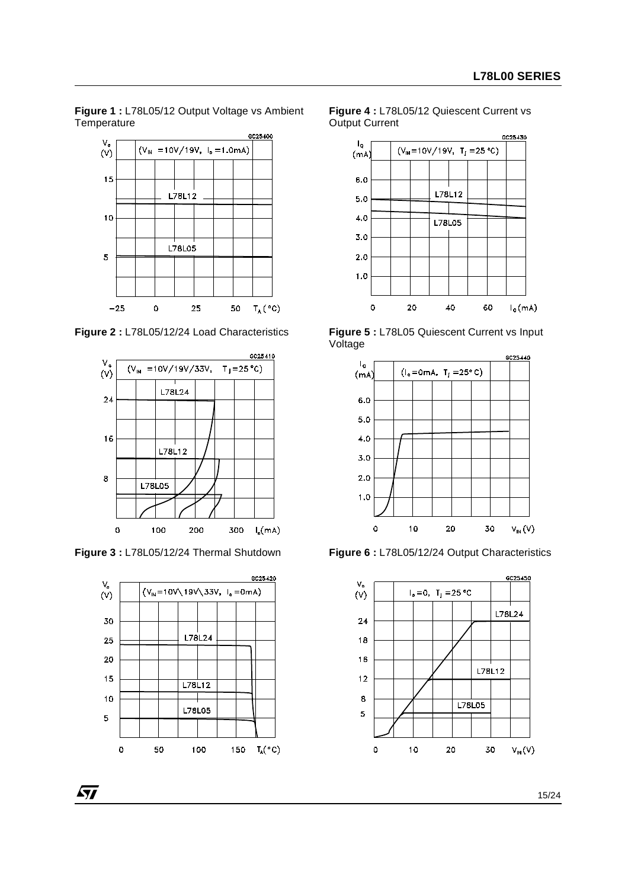**Figure 1 :** L78L05/12 Output Voltage vs Ambient Temperature

**Figure 4 :** L78L05/12 Quiescent Current vs Output Current

**Figure 2 :** L78L05/12/24 Load Characteristics

**Figure 5 :** L78L05 Quiescent Current vs Input Voltage

**Figure 3 :** L78L05/12/24 Thermal Shutdown

**Figure 6 :** L78L05/12/24 Output Characteristics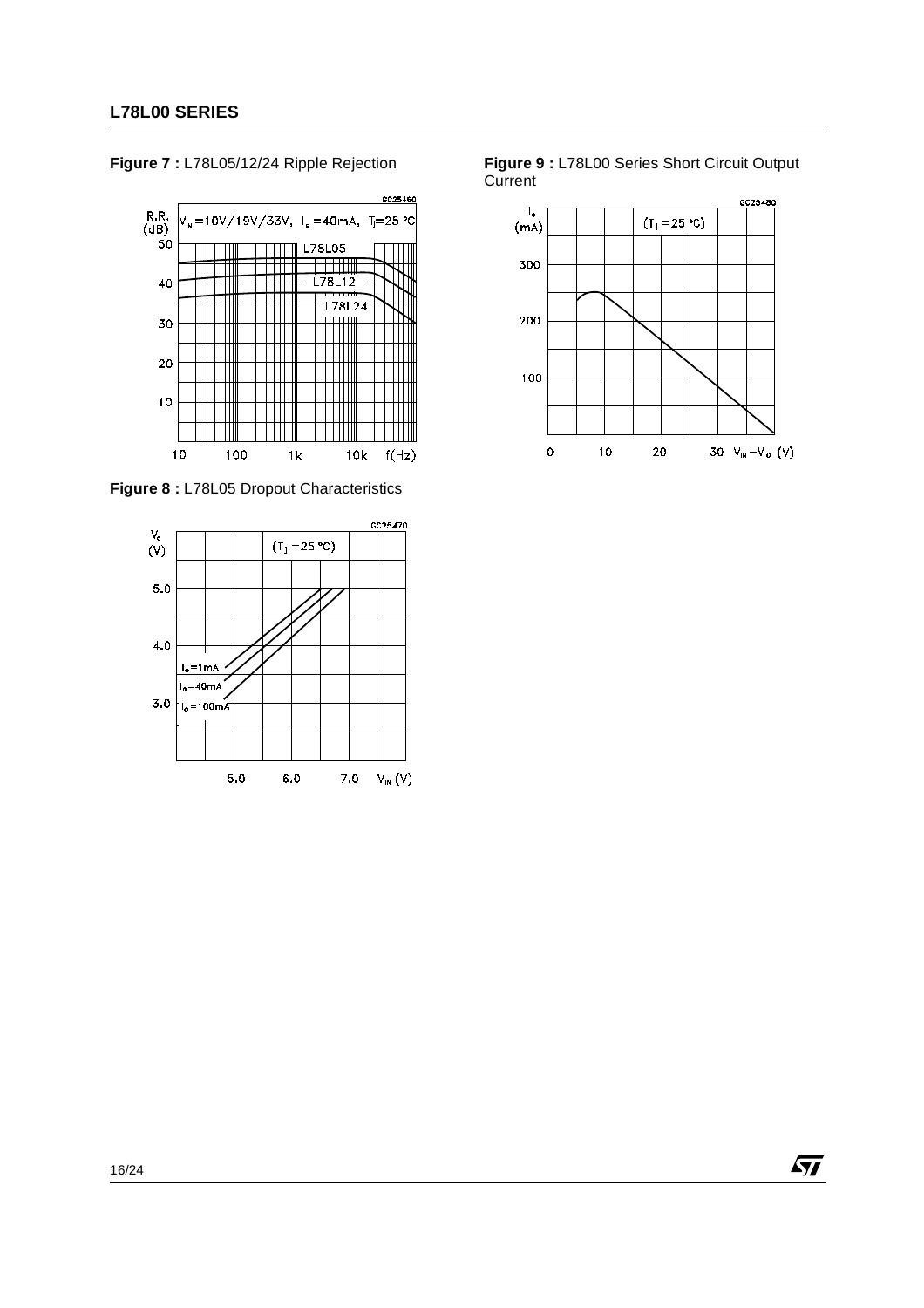**Figure 7 :** L78L05/12/24 Ripple Rejection

**Figure 8 :** L78L05 Dropout Characteristics

**Figure 9 :** L78L00 Series Short Circuit Output Current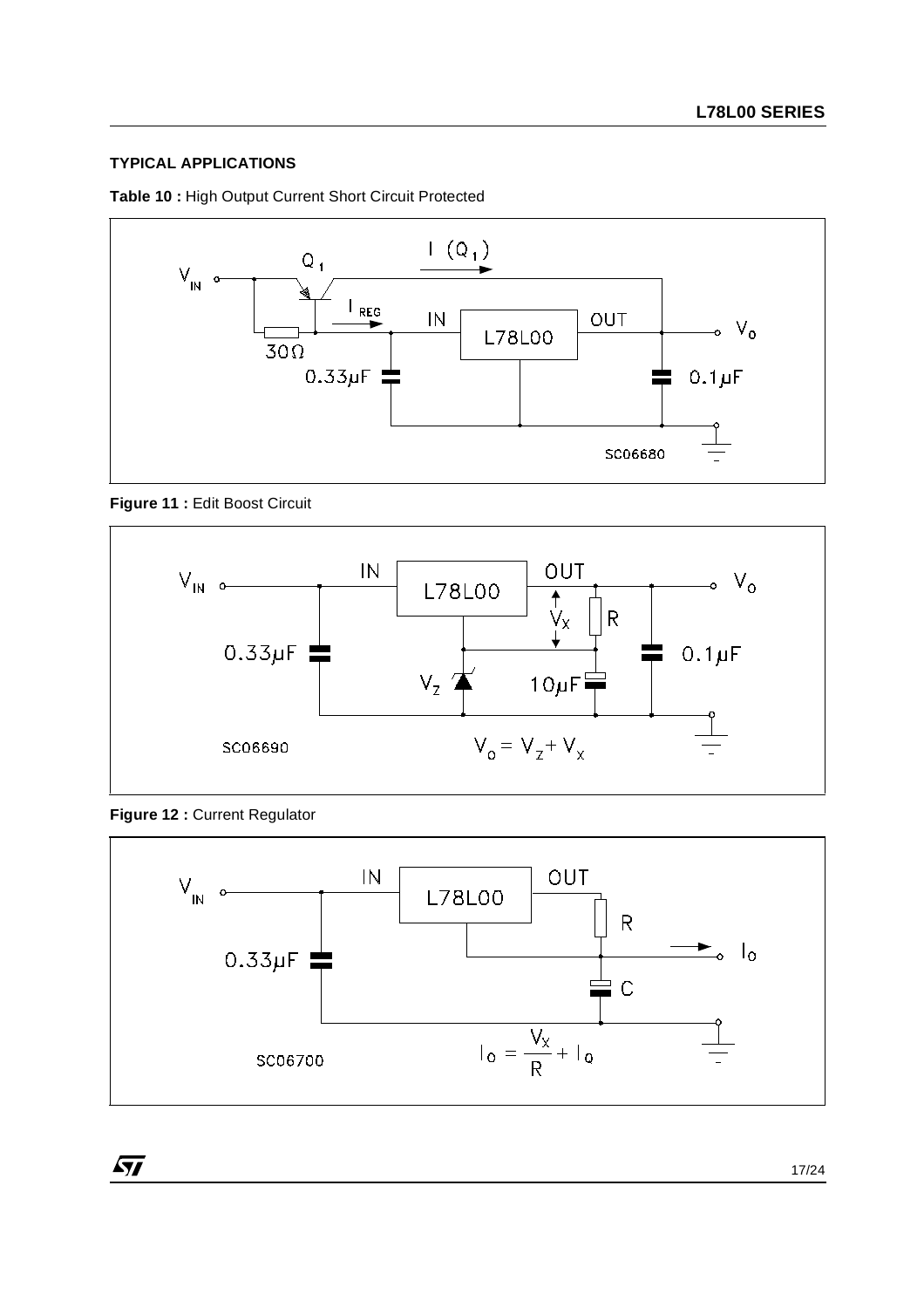## TYPICAL APPLICATIONS

**Table 10 :** High Output Current Short Circuit Protected

**Figure 11 :** Edit Boost Circuit

$$V_O = V_Z + V_X$$

**Figure 12 :** Current Regulator

$$I_O = \frac{V_X}{R} + I_Q$$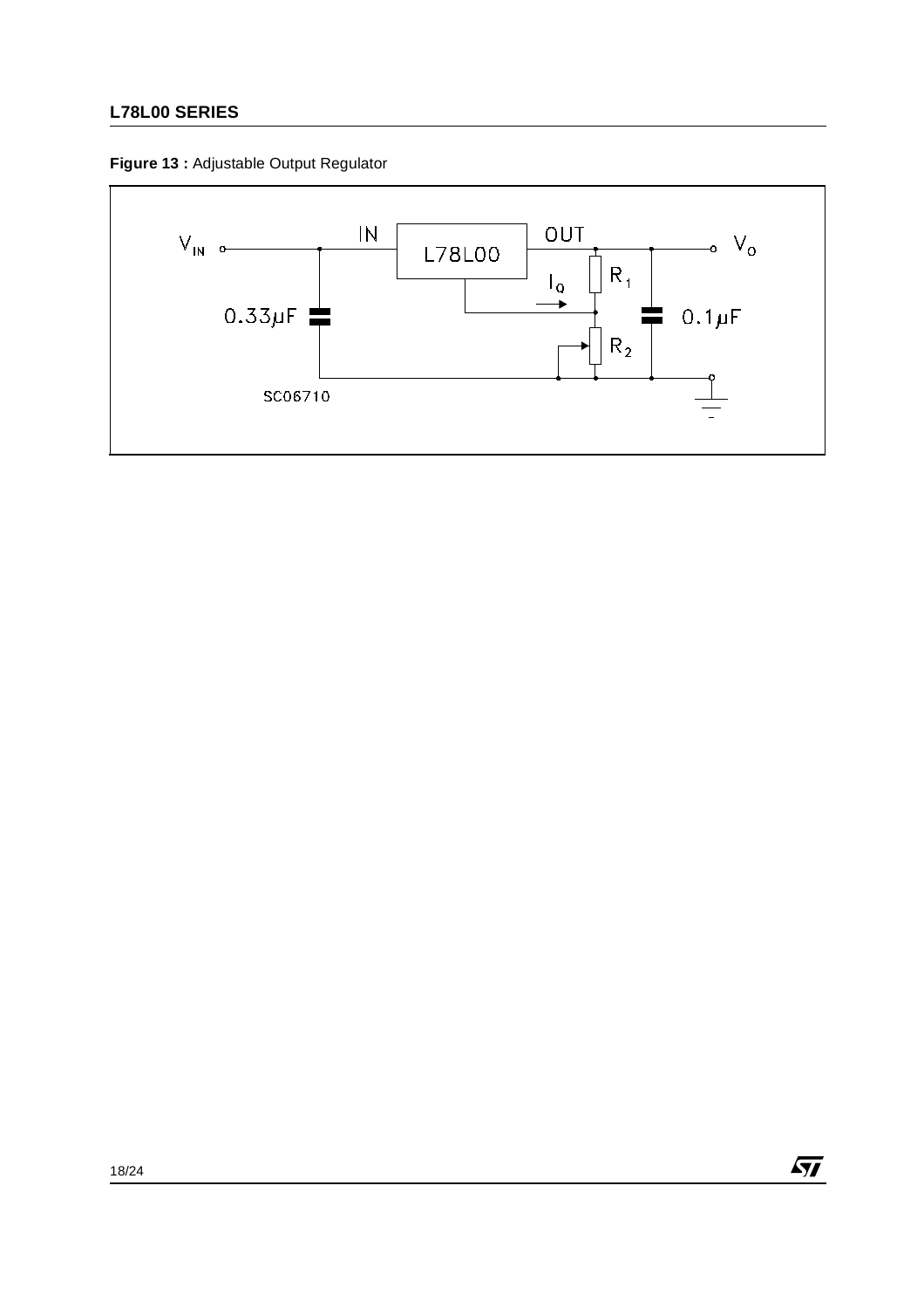**Figure 13 :** Adjustable Output Regulator

$V_{IN}$ IN L78L00 OUT $V_O$

$0.33\mu F$ $I_Q$ $R_1$ $R_2$ $0.1\mu F$

SC06710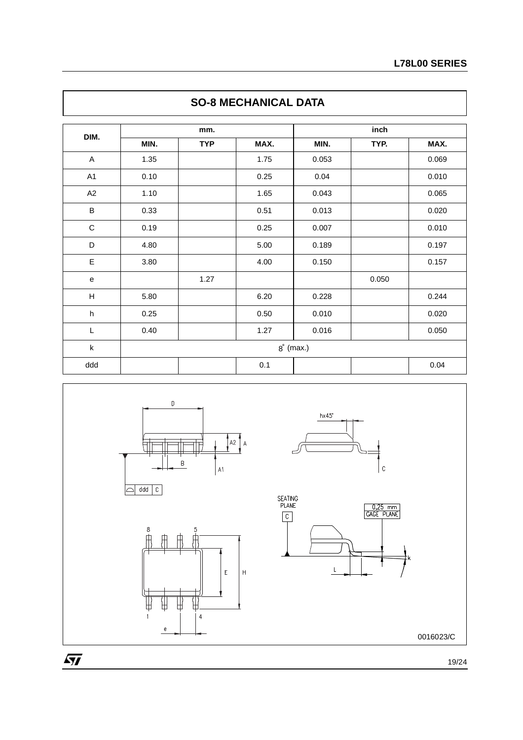## SO-8 MECHANICAL DATA

| DIM. | mm. | | | inch | | |
|---|---|---|---|---|---|---|
| | MIN. | TYP | MAX. | MIN. | TYP. | MAX. |
| A | 1.35 | | 1.75 | 0.053 | | 0.069 |
| A1 | 0.10 | | 0.25 | 0.04 | | 0.010 |
| A2 | 1.10 | | 1.65 | 0.043 | | 0.065 |
| B | 0.33 | | 0.51 | 0.013 | | 0.020 |
| C | 0.19 | | 0.25 | 0.007 | | 0.010 |
| D | 4.80 | | 5.00 | 0.189 | | 0.197 |
| E | 3.80 | | 4.00 | 0.150 | | 0.157 |
| e | | 1.27 | | | 0.050 | |
| H | 5.80 | | 6.20 | 0.228 | | 0.244 |
| h | 0.25 | | 0.50 | 0.010 | | 0.020 |
| L | 0.40 | | 1.27 | 0.016 | | 0.050 |
| k | 8° (max.) | | | | | |
| ddd | | | 0.1 | | | 0.04 |

0016023/C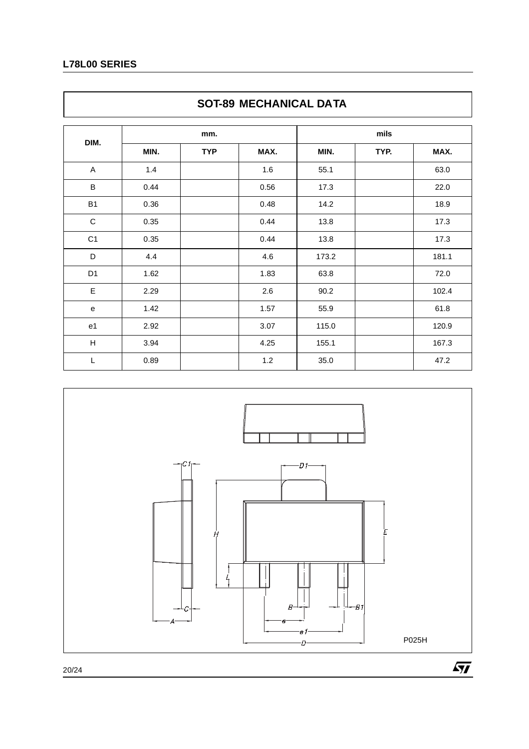## SOT-89 MECHANICAL DATA

| DIM. | mm. | | | mils | | |
|---|---|---|---|---|---|---|
| | MIN. | TYP | MAX. | MIN. | TYP. | MAX. |
| A | 1.4 | | 1.6 | 55.1 | | 63.0 |
| B | 0.44 | | 0.56 | 17.3 | | 22.0 |
| B1 | 0.36 | | 0.48 | 14.2 | | 18.9 |
| C | 0.35 | | 0.44 | 13.8 | | 17.3 |
| C1 | 0.35 | | 0.44 | 13.8 | | 17.3 |
| D | 4.4 | | 4.6 | 173.2 | | 181.1 |
| D1 | 1.62 | | 1.83 | 63.8 | | 72.0 |
| E | 2.29 | | 2.6 | 90.2 | | 102.4 |
| e | 1.42 | | 1.57 | 55.9 | | 61.8 |
| e1 | 2.92 | | 3.07 | 115.0 | | 120.9 |
| H | 3.94 | | 4.25 | 155.1 | | 167.3 |
| L | 0.89 | | 1.2 | 35.0 | | 47.2 |

P025H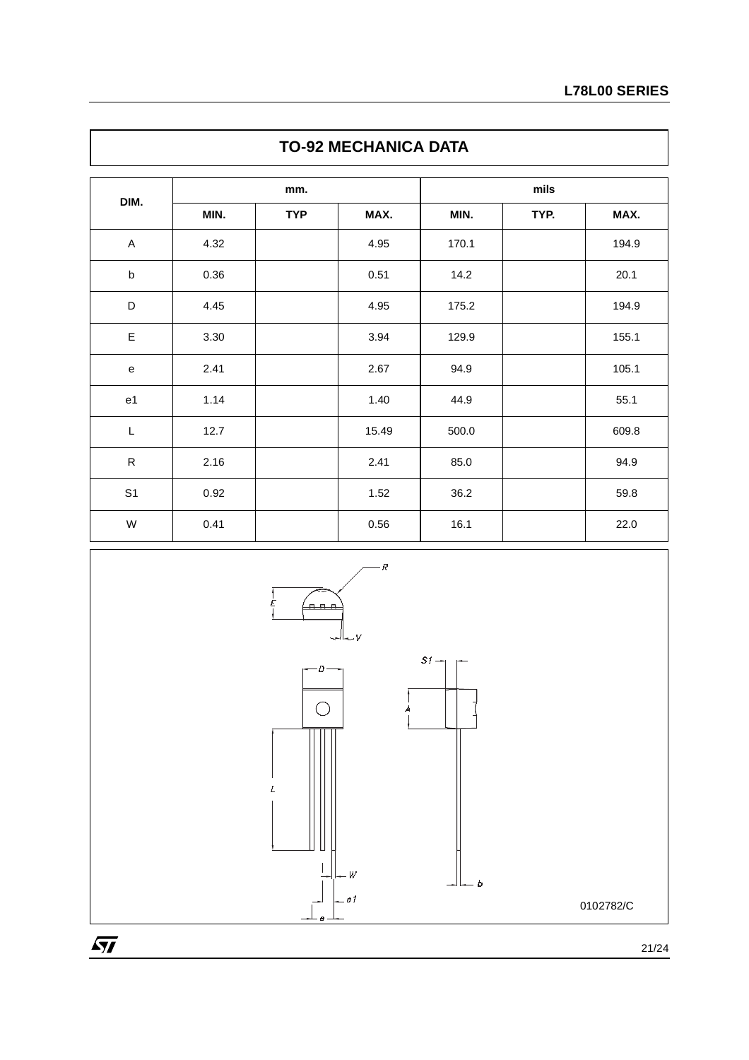## TO-92 MECHANICA DATA

| DIM. | mm. | | | mils | | |
|---|---|---|---|---|---|---|
| | MIN. | TYP | MAX. | MIN. | TYP. | MAX. |
| A | 4.32 | | 4.95 | 170.1 | | 194.9 |
| b | 0.36 | | 0.51 | 14.2 | | 20.1 |
| D | 4.45 | | 4.95 | 175.2 | | 194.9 |
| E | 3.30 | | 3.94 | 129.9 | | 155.1 |
| e | 2.41 | | 2.67 | 94.9 | | 105.1 |
| e1 | 1.14 | | 1.40 | 44.9 | | 55.1 |
| L | 12.7 | | 15.49 | 500.0 | | 609.8 |
| R | 2.16 | | 2.41 | 85.0 | | 94.9 |
| S1 | 0.92 | | 1.52 | 36.2 | | 59.8 |
| W | 0.41 | | 0.56 | 16.1 | | 22.0 |

0102782/C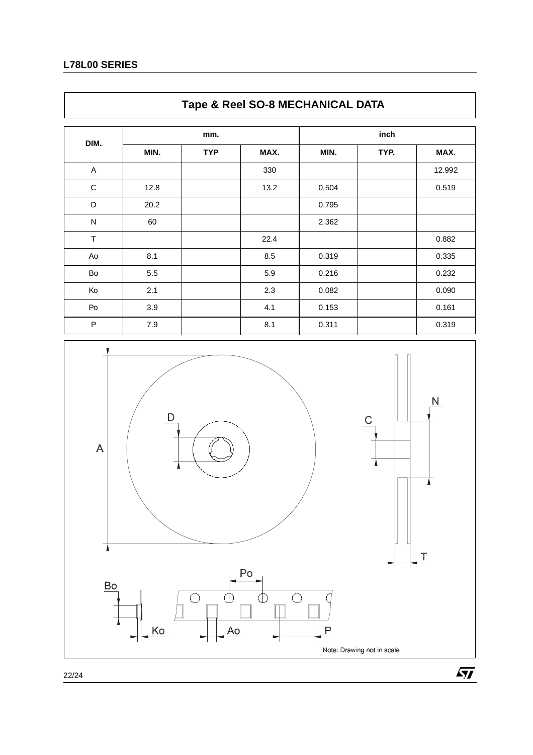## Tape & Reel SO-8 MECHANICAL DATA

| DIM. | mm. | | | inch | | |
|---|---|---|---|---|---|---|
| | MIN. | TYP | MAX. | MIN. | TYP. | MAX. |
| A | | | 330 | | | 12.992 |
| C | 12.8 | | 13.2 | 0.504 | | 0.519 |
| D | 20.2 | | | 0.795 | | |
| N | 60 | | | 2.362 | | |
| T | | | 22.4 | | | 0.882 |
| Ao | 8.1 | | 8.5 | 0.319 | | 0.335 |
| Bo | 5.5 | | 5.9 | 0.216 | | 0.232 |
| Ko | 2.1 | | 2.3 | 0.082 | | 0.090 |
| Po | 3.9 | | 4.1 | 0.153 | | 0.161 |
| P | 7.9 | | 8.1 | 0.311 | | 0.319 |

Note: Drawing not in scale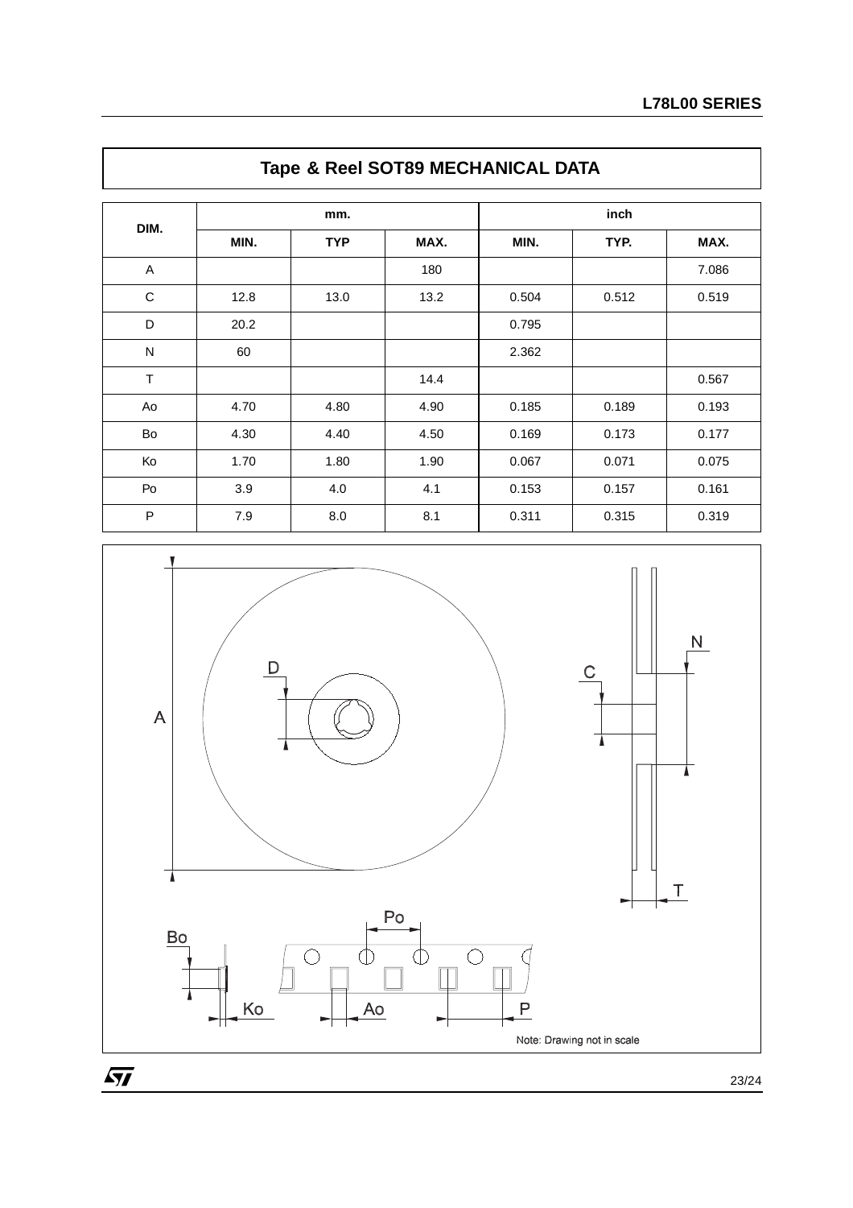## Tape & Reel SOT89 MECHANICAL DATA

| DIM. | mm. | | | inch | | |
|---|---|---|---|---|---|---|
| | MIN. | TYP | MAX. | MIN. | TYP. | MAX. |
| A | | | 180 | | | 7.086 |
| C | 12.8 | 13.0 | 13.2 | 0.504 | 0.512 | 0.519 |
| D | 20.2 | | | 0.795 | | |
| N | 60 | | | 2.362 | | |
| T | | | 14.4 | | | 0.567 |
| Ao | 4.70 | 4.80 | 4.90 | 0.185 | 0.189 | 0.193 |
| Bo | 4.30 | 4.40 | 4.50 | 0.169 | 0.173 | 0.177 |
| Ko | 1.70 | 1.80 | 1.90 | 0.067 | 0.071 | 0.075 |
| Po | 3.9 | 4.0 | 4.1 | 0.153 | 0.157 | 0.161 |
| P | 7.9 | 8.0 | 8.1 | 0.311 | 0.315 | 0.319 |

Note: Drawing not in scale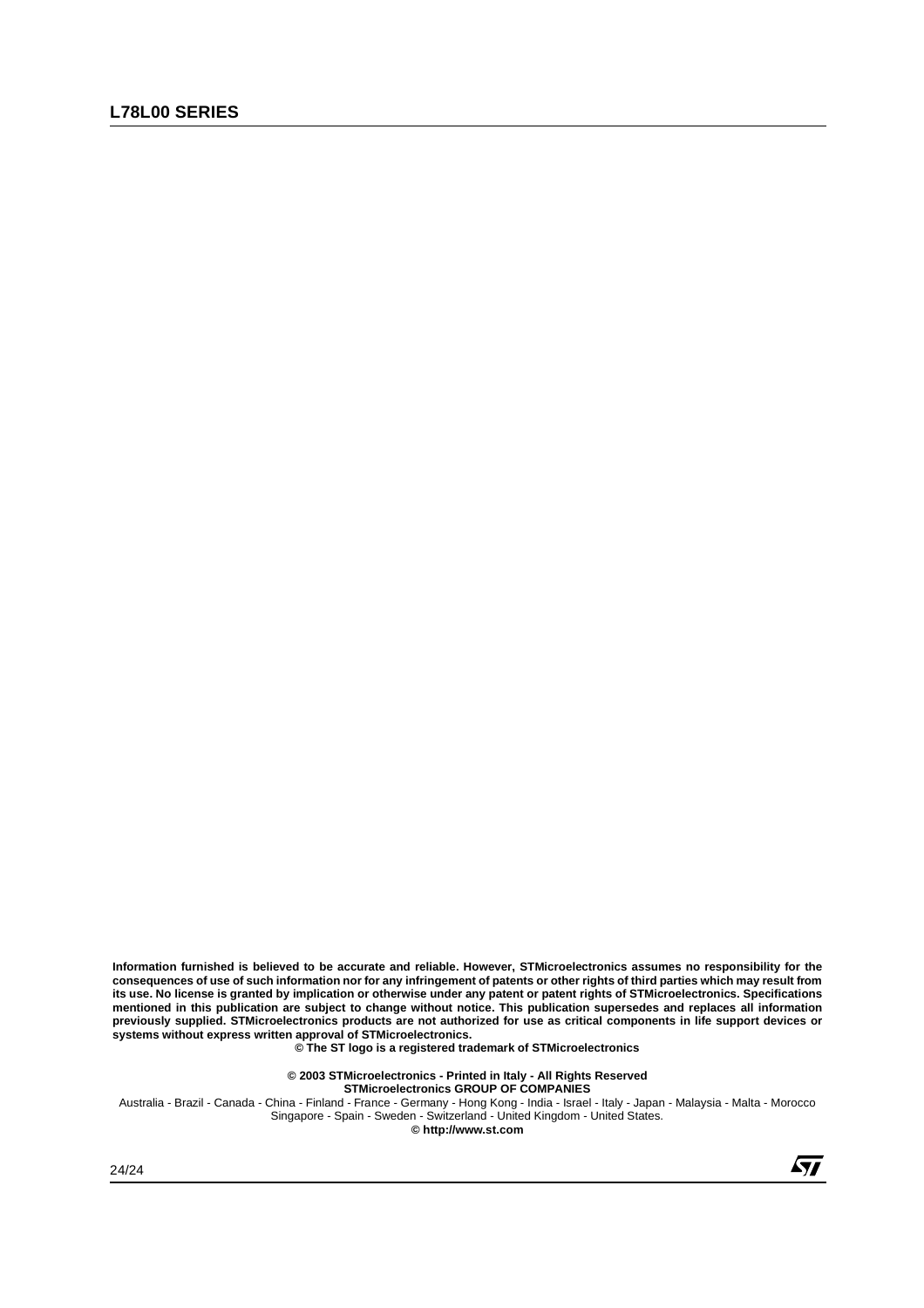**Information furnished is believed to be accurate and reliable. However, STMicroelectronics assumes no responsibility for the consequences of use of such information nor for any infringement of patents or other rights of third parties which may result from its use. No license is granted by implication or otherwise under any patent or patent rights of STMicroelectronics. Specifications mentioned in this publication are subject to change without notice. This publication supersedes and replaces all information previously supplied. STMicroelectronics products are not authorized for use as critical components in life support devices or systems without express written approval of STMicroelectronics.**

**© The ST logo is a registered trademark of STMicroelectronics**

**© 2003 STMicroelectronics - Printed in Italy - All Rights Reserved**
**STMicroelectronics GROUP OF COMPANIES**

Australia - Brazil - Canada - China - Finland - France - Germany - Hong Kong - India - Israel - Italy - Japan - Malaysia - Malta - Morocco
Singapore - Spain - Sweden - Switzerland - United Kingdom - United States.

**© http://www.st.com**